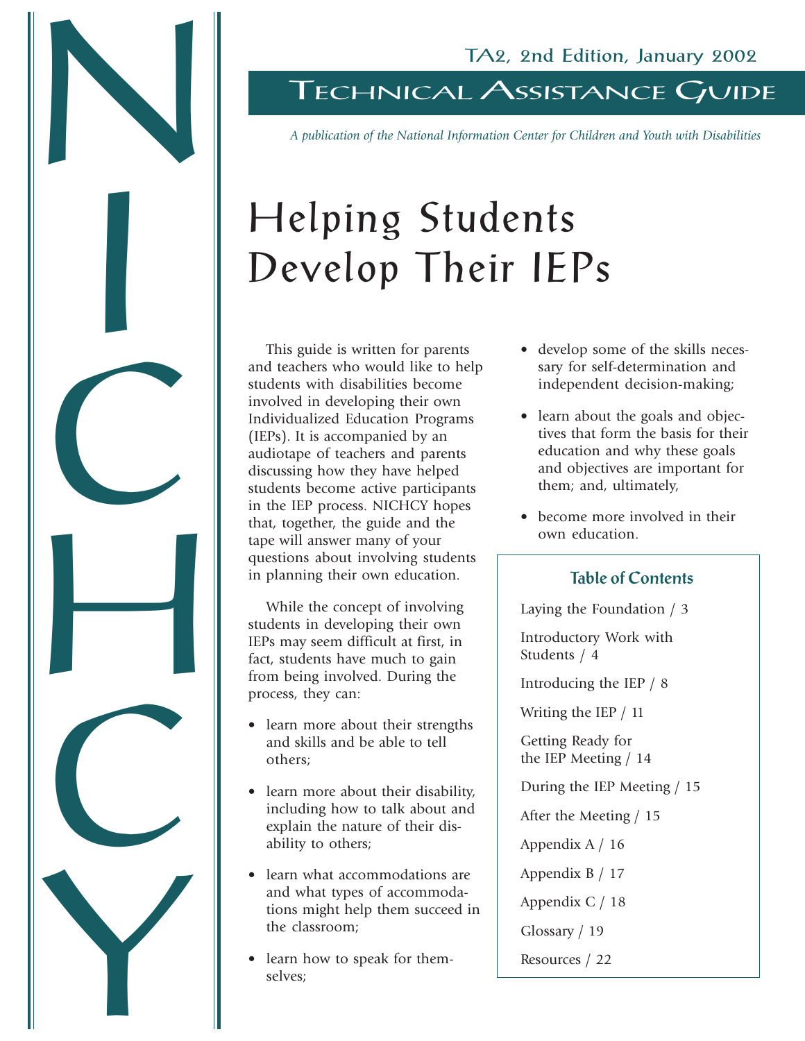NICHCY

TA2, 2nd Edition, January 2002

# Technical Assistance Guide

*A publication of the National Information Center for Children and Youth with Disabilities*

# Helping Students Develop Their IEPs

This guide is written for parents and teachers who would like to help students with disabilities become involved in developing their own Individualized Education Programs (IEPs). It is accompanied by an audiotape of teachers and parents discussing how they have helped students become active participants in the IEP process. NICHCY hopes that, together, the guide and the tape will answer many of your questions about involving students in planning their own education.

While the concept of involving students in developing their own IEPs may seem difficult at first, in fact, students have much to gain from being involved. During the process, they can:

- learn more about their strengths and skills and be able to tell others;
- learn more about their disability, including how to talk about and explain the nature of their disability to others;
- learn what accommodations are and what types of accommodations might help them succeed in the classroom;
- learn how to speak for themselves;
- develop some of the skills necessary for self-determination and independent decision-making;
- learn about the goals and objectives that form the basis for their education and why these goals and objectives are important for them; and, ultimately,
- become more involved in their own education.

### Table of Contents

Laying the Foundation / 3

Introductory Work with Students / 4

Introducing the IEP / 8

Writing the IEP / 11

Getting Ready for the IEP Meeting / 14

During the IEP Meeting / 15

After the Meeting / 15

Appendix A / 16

Appendix B / 17

Appendix C / 18

Glossary / 19

Resources / 22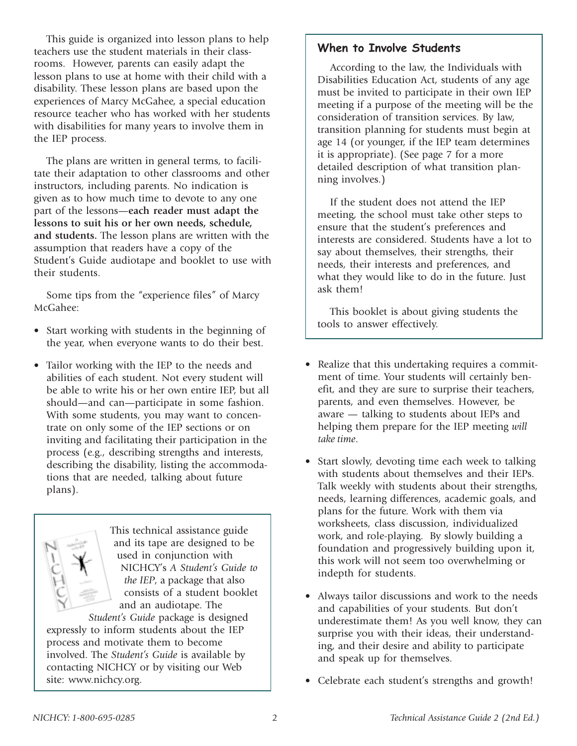This guide is organized into lesson plans to help teachers use the student materials in their classrooms. However, parents can easily adapt the lesson plans to use at home with their child with a disability. These lesson plans are based upon the experiences of Marcy McGahee, a special education resource teacher who has worked with her students with disabilities for many years to involve them in the IEP process.

The plans are written in general terms, to facilitate their adaptation to other classrooms and other instructors, including parents. No indication is given as to how much time to devote to any one part of the lessons—**each reader must adapt the lessons to suit his or her own needs, schedule, and students.** The lesson plans are written with the assumption that readers have a copy of the Student's Guide audiotape and booklet to use with their students.

Some tips from the "experience files" of Marcy McGahee:

- Start working with students in the beginning of the year, when everyone wants to do their best.
- Tailor working with the IEP to the needs and abilities of each student. Not every student will be able to write his or her own entire IEP, but all should—and can—participate in some fashion. With some students, you may want to concentrate on only some of the IEP sections or on inviting and facilitating their participation in the process (e.g., describing strengths and interests, describing the disability, listing the accommodations that are needed, talking about future plans).

This technical assistance guide and its tape are designed to be used in conjunction with NICHCY's *A Student's Guide to the IEP*, a package that also consists of a student booklet and an audiotape. The *Student's Guide* package is designed expressly to inform students about the IEP process and motivate them to become involved. The *Student's Guide* is available by contacting NICHCY or by visiting our Web site: www.nichcy.org.

### When to Involve Students

According to the law, the Individuals with Disabilities Education Act, students of any age must be invited to participate in their own IEP meeting if a purpose of the meeting will be the consideration of transition services. By law, transition planning for students must begin at age 14 (or younger, if the IEP team determines it is appropriate). (See page 7 for a more detailed description of what transition planning involves.)

If the student does not attend the IEP meeting, the school must take other steps to ensure that the student's preferences and interests are considered. Students have a lot to say about themselves, their strengths, their needs, their interests and preferences, and what they would like to do in the future. Just ask them!

This booklet is about giving students the tools to answer effectively.

- Realize that this undertaking requires a commitment of time. Your students will certainly benefit, and they are sure to surprise their teachers, parents, and even themselves. However, be aware — talking to students about IEPs and helping them prepare for the IEP meeting *will take time*.
- Start slowly, devoting time each week to talking with students about themselves and their IEPs. Talk weekly with students about their strengths, needs, learning differences, academic goals, and plans for the future. Work with them via worksheets, class discussion, individualized work, and role-playing. By slowly building a foundation and progressively building upon it, this work will not seem too overwhelming or indepth for students.
- Always tailor discussions and work to the needs and capabilities of your students. But don't underestimate them! As you well know, they can surprise you with their ideas, their understanding, and their desire and ability to participate and speak up for themselves.
- Celebrate each student's strengths and growth!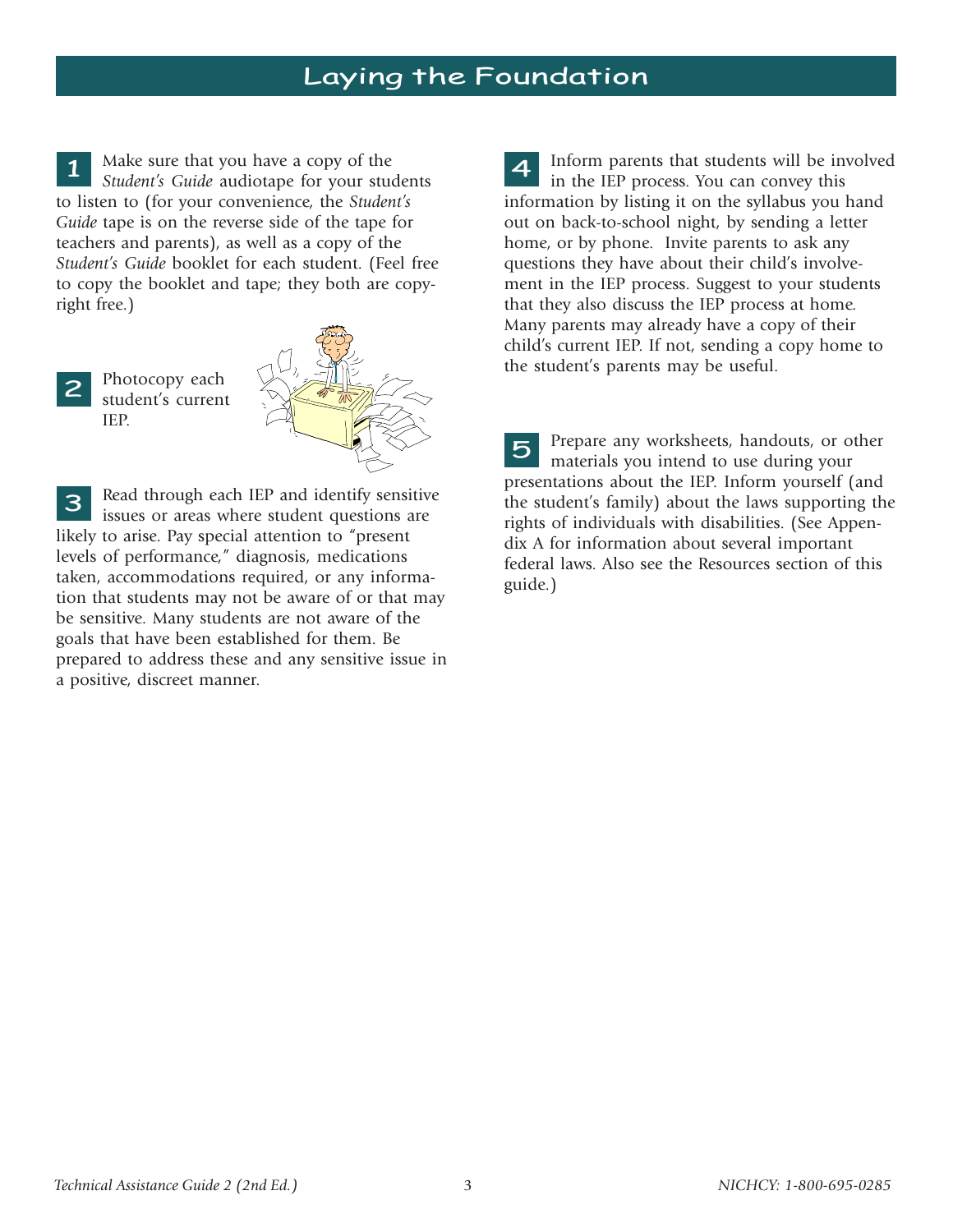# Laying the Foundation

1. Make sure that you have a copy of the *Student's Guide* audiotape for your students to listen to (for your convenience, the *Student's Guide* tape is on the reverse side of the tape for teachers and parents), as well as a copy of the *Student's Guide* booklet for each student. (Feel free to copy the booklet and tape; they both are copyright free.)

2. Photocopy each student's current IEP.

3. Read through each IEP and identify sensitive issues or areas where student questions are likely to arise. Pay special attention to "present levels of performance," diagnosis, medications taken, accommodations required, or any information that students may not be aware of or that may be sensitive. Many students are not aware of the goals that have been established for them. Be prepared to address these and any sensitive issue in a positive, discreet manner.

4. Inform parents that students will be involved in the IEP process. You can convey this information by listing it on the syllabus you hand out on back-to-school night, by sending a letter home, or by phone. Invite parents to ask any questions they have about their child's involvement in the IEP process. Suggest to your students that they also discuss the IEP process at home. Many parents may already have a copy of their child's current IEP. If not, sending a copy home to the student's parents may be useful.

5. Prepare any worksheets, handouts, or other materials you intend to use during your presentations about the IEP. Inform yourself (and the student's family) about the laws supporting the rights of individuals with disabilities. (See Appendix A for information about several important federal laws. Also see the Resources section of this guide.)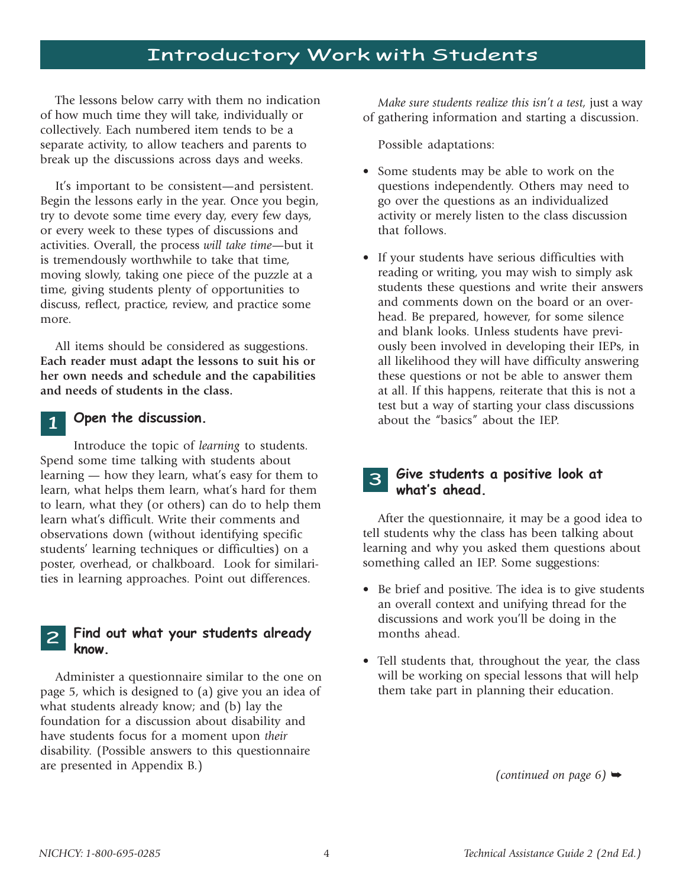# Introductory Work with Students

The lessons below carry with them no indication of how much time they will take, individually or collectively. Each numbered item tends to be a separate activity, to allow teachers and parents to break up the discussions across days and weeks.

It's important to be consistent—and persistent. Begin the lessons early in the year. Once you begin, try to devote some time every day, every few days, or every week to these types of discussions and activities. Overall, the process *will take time*—but it is tremendously worthwhile to take that time, moving slowly, taking one piece of the puzzle at a time, giving students plenty of opportunities to discuss, reflect, practice, review, and practice some more.

All items should be considered as suggestions. **Each reader must adapt the lessons to suit his or her own needs and schedule and the capabilities and needs of students in the class.**

## 1 Open the discussion.

Introduce the topic of *learning* to students. Spend some time talking with students about learning — how they learn, what's easy for them to learn, what helps them learn, what's hard for them to learn, what they (or others) can do to help them learn what's difficult. Write their comments and observations down (without identifying specific students' learning techniques or difficulties) on a poster, overhead, or chalkboard. Look for similarities in learning approaches. Point out differences.

## 2 Find out what your students already know.

Administer a questionnaire similar to the one on page 5, which is designed to (a) give you an idea of what students already know; and (b) lay the foundation for a discussion about disability and have students focus for a moment upon *their* disability. (Possible answers to this questionnaire are presented in Appendix B.)

*Make sure students realize this isn't a test,* just a way of gathering information and starting a discussion.

Possible adaptations:

- Some students may be able to work on the questions independently. Others may need to go over the questions as an individualized activity or merely listen to the class discussion that follows.
- If your students have serious difficulties with reading or writing, you may wish to simply ask students these questions and write their answers and comments down on the board or an overhead. Be prepared, however, for some silence and blank looks. Unless students have previously been involved in developing their IEPs, in all likelihood they will have difficulty answering these questions or not be able to answer them at all. If this happens, reiterate that this is not a test but a way of starting your class discussions about the "basics" about the IEP.

## 3 Give students a positive look at what's ahead.

After the questionnaire, it may be a good idea to tell students why the class has been talking about learning and why you asked them questions about something called an IEP. Some suggestions:

- Be brief and positive. The idea is to give students an overall context and unifying thread for the discussions and work you'll be doing in the months ahead.
- Tell students that, throughout the year, the class will be working on special lessons that will help them take part in planning their education.

*(continued on page 6)* ➥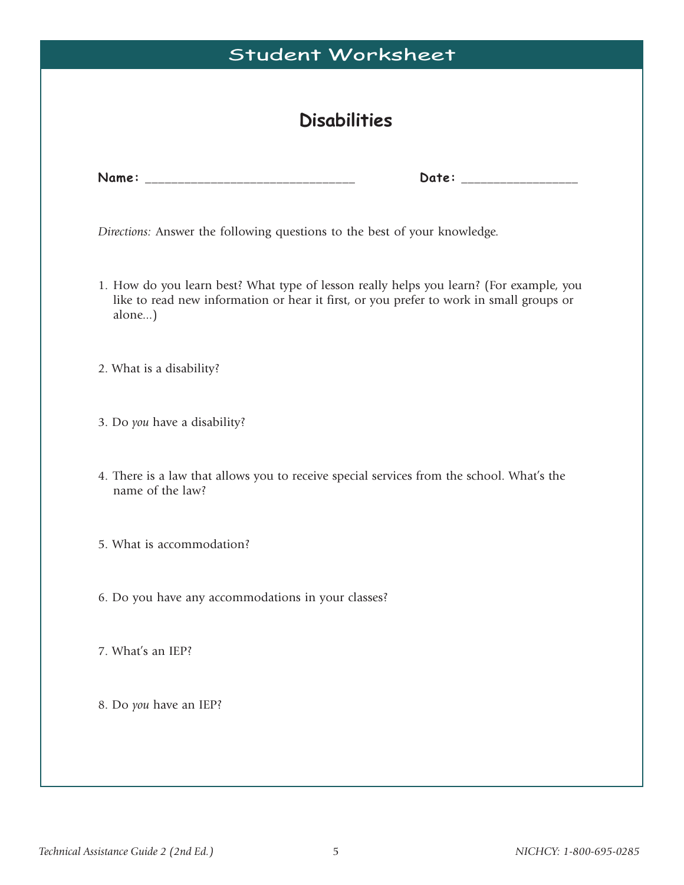## Student Worksheet

# Disabilities

**Name:** ______________________________ **Date:** ________________

*Directions:* Answer the following questions to the best of your knowledge.

1. How do you learn best? What type of lesson really helps you learn? (For example, you like to read new information or hear it first, or you prefer to work in small groups or alone...)

2. What is a disability?

3. Do *you* have a disability?

4. There is a law that allows you to receive special services from the school. What's the name of the law?

5. What is accommodation?

6. Do you have any accommodations in your classes?

7. What's an IEP?

8. Do *you* have an IEP?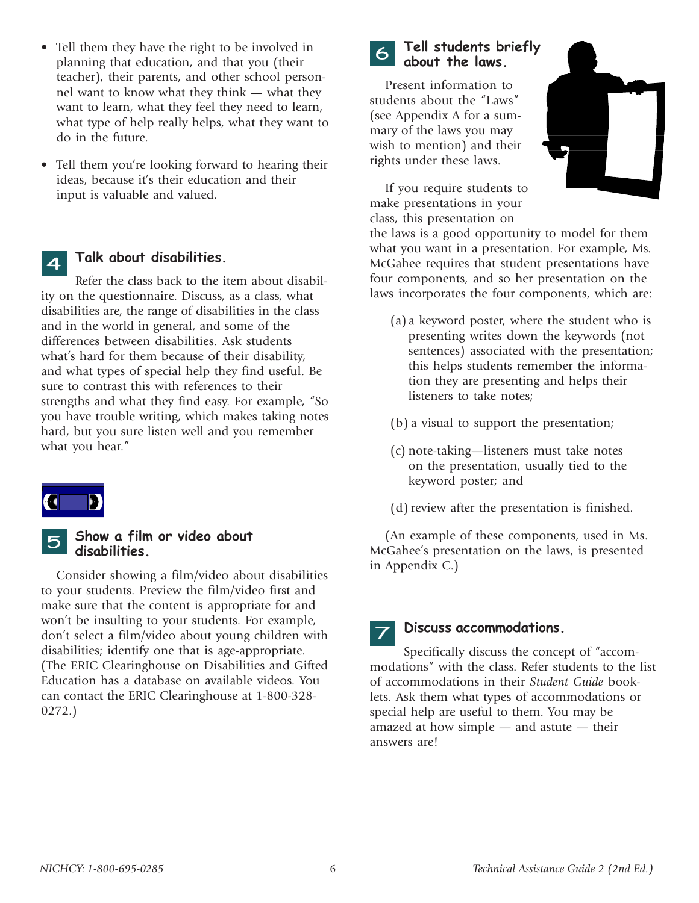- Tell them they have the right to be involved in planning that education, and that you (their teacher), their parents, and other school personnel want to know what they think — what they want to learn, what they feel they need to learn, what type of help really helps, what they want to do in the future.
- Tell them you're looking forward to hearing their ideas, because it's their education and their input is valuable and valued.

## 4 Talk about disabilities.

Refer the class back to the item about disability on the questionnaire. Discuss, as a class, what disabilities are, the range of disabilities in the class and in the world in general, and some of the differences between disabilities. Ask students what's hard for them because of their disability, and what types of special help they find useful. Be sure to contrast this with references to their strengths and what they find easy. For example, "So you have trouble writing, which makes taking notes hard, but you sure listen well and you remember what you hear."

## 5 Show a film or video about disabilities.

Consider showing a film/video about disabilities to your students. Preview the film/video first and make sure that the content is appropriate for and won't be insulting to your students. For example, don't select a film/video about young children with disabilities; identify one that is age-appropriate. (The ERIC Clearinghouse on Disabilities and Gifted Education has a database on available videos. You can contact the ERIC Clearinghouse at 1-800-328-0272.)

## 6 Tell students briefly about the laws.

Present information to students about the "Laws" (see Appendix A for a summary of the laws you may wish to mention) and their rights under these laws.

If you require students to make presentations in your class, this presentation on the laws is a good opportunity to model for them what you want in a presentation. For example, Ms. McGahee requires that student presentations have four components, and so her presentation on the laws incorporates the four components, which are:

(a) a keyword poster, where the student who is presenting writes down the keywords (not sentences) associated with the presentation; this helps students remember the information they are presenting and helps their listeners to take notes;

(b) a visual to support the presentation;

(c) note-taking—listeners must take notes on the presentation, usually tied to the keyword poster; and

(d) review after the presentation is finished.

(An example of these components, used in Ms. McGahee's presentation on the laws, is presented in Appendix C.)

## 7 Discuss accommodations.

Specifically discuss the concept of "accommodations" with the class. Refer students to the list of accommodations in their *Student Guide* booklets. Ask them what types of accommodations or special help are useful to them. You may be amazed at how simple — and astute — their answers are!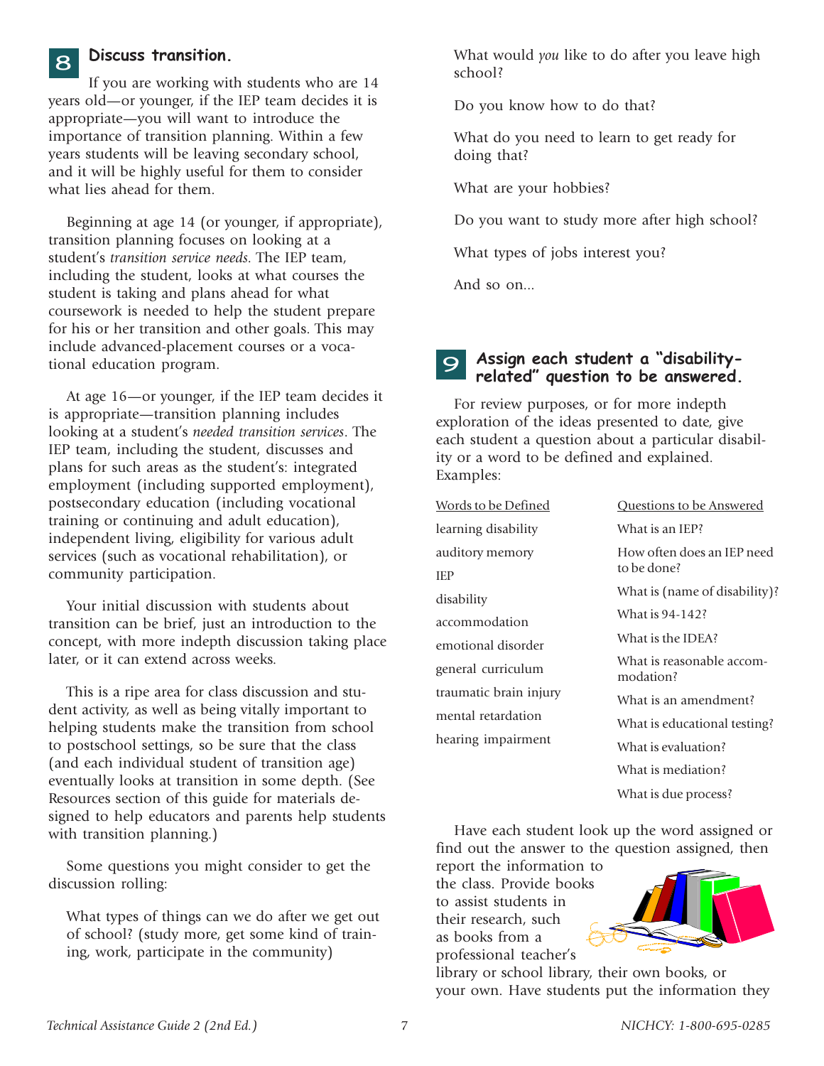## 8 Discuss transition.

If you are working with students who are 14 years old—or younger, if the IEP team decides it is appropriate—you will want to introduce the importance of transition planning. Within a few years students will be leaving secondary school, and it will be highly useful for them to consider what lies ahead for them.

Beginning at age 14 (or younger, if appropriate), transition planning focuses on looking at a student's *transition service needs*. The IEP team, including the student, looks at what courses the student is taking and plans ahead for what coursework is needed to help the student prepare for his or her transition and other goals. This may include advanced-placement courses or a vocational education program.

At age 16—or younger, if the IEP team decides it is appropriate—transition planning includes looking at a student's *needed transition services*. The IEP team, including the student, discusses and plans for such areas as the student's: integrated employment (including supported employment), postsecondary education (including vocational training or continuing and adult education), independent living, eligibility for various adult services (such as vocational rehabilitation), or community participation.

Your initial discussion with students about transition can be brief, just an introduction to the concept, with more indepth discussion taking place later, or it can extend across weeks.

This is a ripe area for class discussion and student activity, as well as being vitally important to helping students make the transition from school to postschool settings, so be sure that the class (and each individual student of transition age) eventually looks at transition in some depth. (See Resources section of this guide for materials designed to help educators and parents help students with transition planning.)

Some questions you might consider to get the discussion rolling:

What types of things can we do after we get out of school? (study more, get some kind of training, work, participate in the community)

What would *you* like to do after you leave high school?

Do you know how to do that?

What do you need to learn to get ready for doing that?

What are your hobbies?

Do you want to study more after high school?

What types of jobs interest you?

And so on...

## 9 Assign each student a "disability-related" question to be answered.

For review purposes, or for more indepth exploration of the ideas presented to date, give each student a question about a particular disability or a word to be defined and explained. Examples:

| Words to be Defined | Questions to be Answered |
|---|---|
| learning disability | What is an IEP? |
| auditory memory | How often does an IEP need to be done? |
| IEP | What is (name of disability)? |
| disability | What is 94-142? |
| accommodation | What is the IDEA? |
| emotional disorder | What is reasonable accommodation? |
| general curriculum | What is an amendment? |
| traumatic brain injury | What is educational testing? |
| mental retardation | What is evaluation? |
| hearing impairment | What is mediation? |
| | What is due process? |

Have each student look up the word assigned or find out the answer to the question assigned, then report the information to the class. Provide books to assist students in their research, such as books from a professional teacher's library or school library, their own books, or your own. Have students put the information they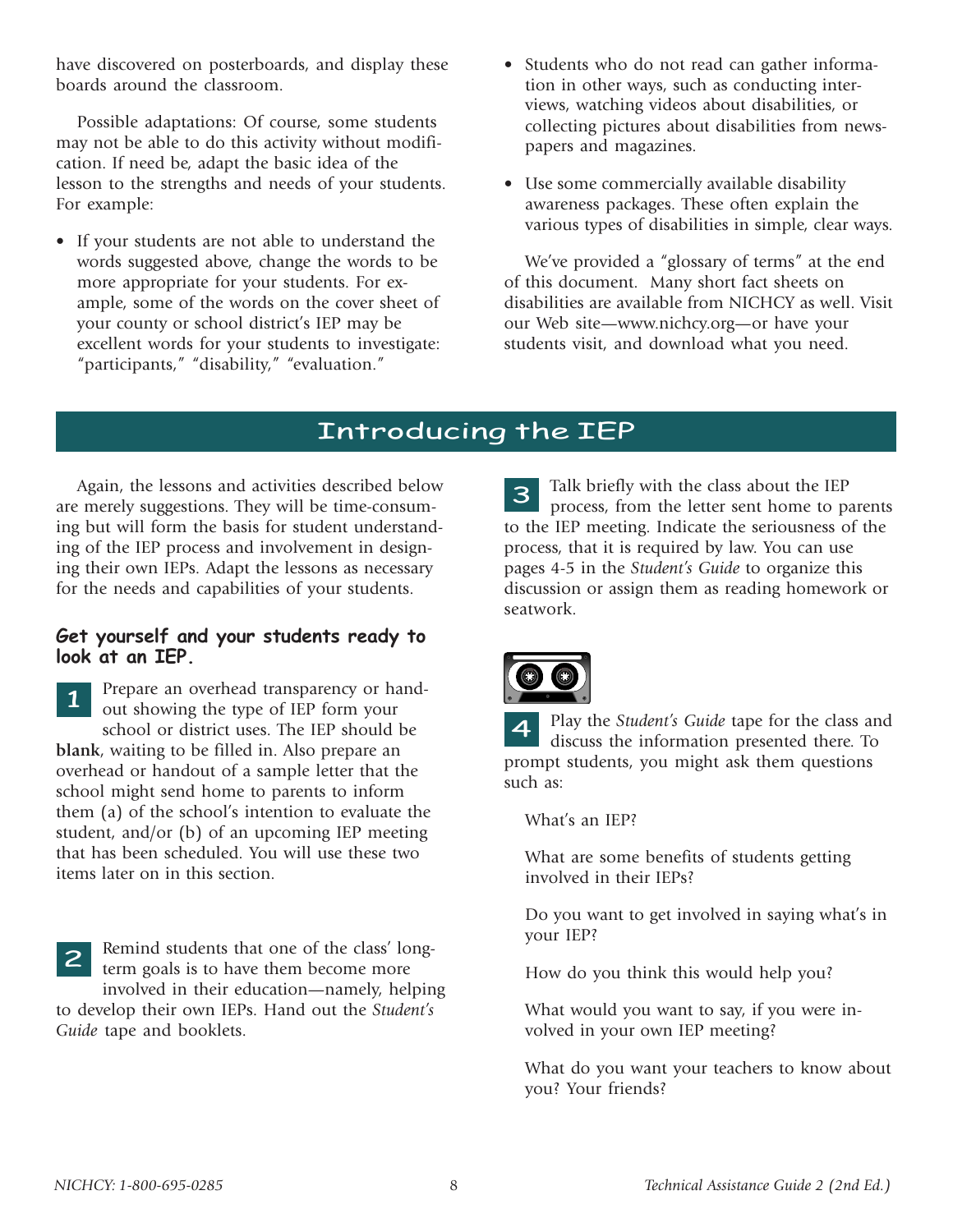have discovered on posterboards, and display these boards around the classroom.

Possible adaptations: Of course, some students may not be able to do this activity without modification. If need be, adapt the basic idea of the lesson to the strengths and needs of your students. For example:

- If your students are not able to understand the words suggested above, change the words to be more appropriate for your students. For example, some of the words on the cover sheet of your county or school district's IEP may be excellent words for your students to investigate: "participants," "disability," "evaluation."
- Students who do not read can gather information in other ways, such as conducting interviews, watching videos about disabilities, or collecting pictures about disabilities from newspapers and magazines.
- Use some commercially available disability awareness packages. These often explain the various types of disabilities in simple, clear ways.

We've provided a "glossary of terms" at the end of this document. Many short fact sheets on disabilities are available from NICHCY as well. Visit our Web site—www.nichcy.org—or have your students visit, and download what you need.

## Introducing the IEP

Again, the lessons and activities described below are merely suggestions. They will be time-consuming but will form the basis for student understanding of the IEP process and involvement in designing their own IEPs. Adapt the lessons as necessary for the needs and capabilities of your students.

### Get yourself and your students ready to look at an IEP.

**1** Prepare an overhead transparency or handout showing the type of IEP form your school or district uses. The IEP should be **blank**, waiting to be filled in. Also prepare an overhead or handout of a sample letter that the school might send home to parents to inform them (a) of the school's intention to evaluate the student, and/or (b) of an upcoming IEP meeting that has been scheduled. You will use these two items later on in this section.

**2** Remind students that one of the class' long-term goals is to have them become more involved in their education—namely, helping to develop their own IEPs. Hand out the *Student's Guide* tape and booklets.

**3** Talk briefly with the class about the IEP process, from the letter sent home to parents to the IEP meeting. Indicate the seriousness of the process, that it is required by law. You can use pages 4-5 in the *Student's Guide* to organize this discussion or assign them as reading homework or seatwork.

**4** Play the *Student's Guide* tape for the class and discuss the information presented there. To prompt students, you might ask them questions such as:

What's an IEP?

What are some benefits of students getting involved in their IEPs?

Do you want to get involved in saying what's in your IEP?

How do you think this would help you?

What would you want to say, if you were involved in your own IEP meeting?

What do you want your teachers to know about you? Your friends?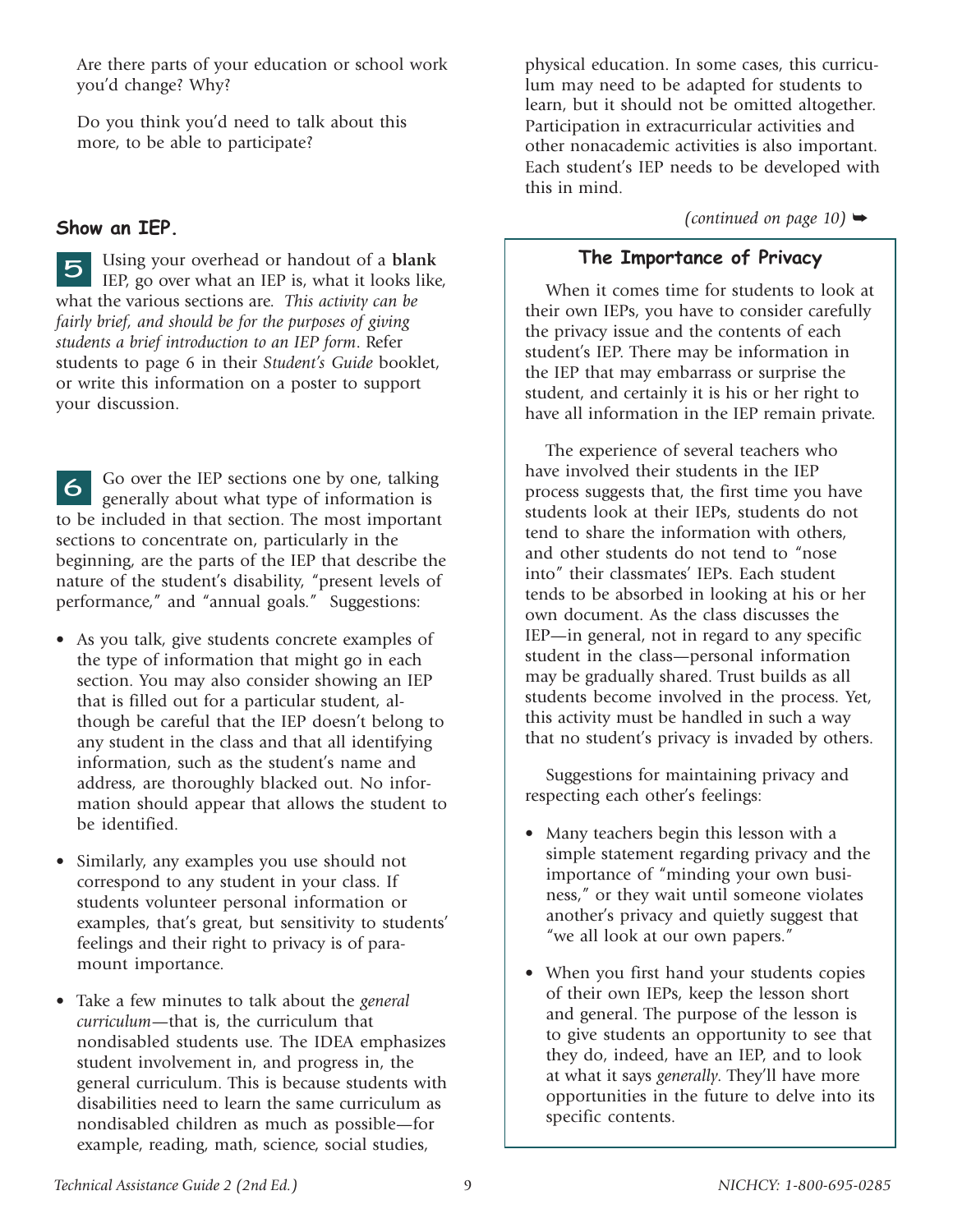Are there parts of your education or school work you'd change? Why?

Do you think you'd need to talk about this more, to be able to participate?

### Show an IEP.

**5** Using your overhead or handout of a **blank** IEP, go over what an IEP is, what it looks like, what the various sections are. *This activity can be fairly brief, and should be for the purposes of giving students a brief introduction to an IEP form*. Refer students to page 6 in their *Student's Guide* booklet, or write this information on a poster to support your discussion.

**6** Go over the IEP sections one by one, talking generally about what type of information is to be included in that section. The most important sections to concentrate on, particularly in the beginning, are the parts of the IEP that describe the nature of the student's disability, "present levels of performance," and "annual goals." Suggestions:

- As you talk, give students concrete examples of the type of information that might go in each section. You may also consider showing an IEP that is filled out for a particular student, although be careful that the IEP doesn't belong to any student in the class and that all identifying information, such as the student's name and address, are thoroughly blacked out. No information should appear that allows the student to be identified.
- Similarly, any examples you use should not correspond to any student in your class. If students volunteer personal information or examples, that's great, but sensitivity to students' feelings and their right to privacy is of paramount importance.
- Take a few minutes to talk about the *general curriculum*—that is, the curriculum that nondisabled students use. The IDEA emphasizes student involvement in, and progress in, the general curriculum. This is because students with disabilities need to learn the same curriculum as nondisabled children as much as possible—for example, reading, math, science, social studies, physical education. In some cases, this curriculum may need to be adapted for students to learn, but it should not be omitted altogether. Participation in extracurricular activities and other nonacademic activities is also important. Each student's IEP needs to be developed with this in mind.

*(continued on page 10)* ➥

### The Importance of Privacy

When it comes time for students to look at their own IEPs, you have to consider carefully the privacy issue and the contents of each student's IEP. There may be information in the IEP that may embarrass or surprise the student, and certainly it is his or her right to have all information in the IEP remain private.

The experience of several teachers who have involved their students in the IEP process suggests that, the first time you have students look at their IEPs, students do not tend to share the information with others, and other students do not tend to "nose into" their classmates' IEPs. Each student tends to be absorbed in looking at his or her own document. As the class discusses the IEP—in general, not in regard to any specific student in the class—personal information may be gradually shared. Trust builds as all students become involved in the process. Yet, this activity must be handled in such a way that no student's privacy is invaded by others.

Suggestions for maintaining privacy and respecting each other's feelings:

- Many teachers begin this lesson with a simple statement regarding privacy and the importance of "minding your own business," or they wait until someone violates another's privacy and quietly suggest that "we all look at our own papers."
- When you first hand your students copies of their own IEPs, keep the lesson short and general. The purpose of the lesson is to give students an opportunity to see that they do, indeed, have an IEP, and to look at what it says *generally*. They'll have more opportunities in the future to delve into its specific contents.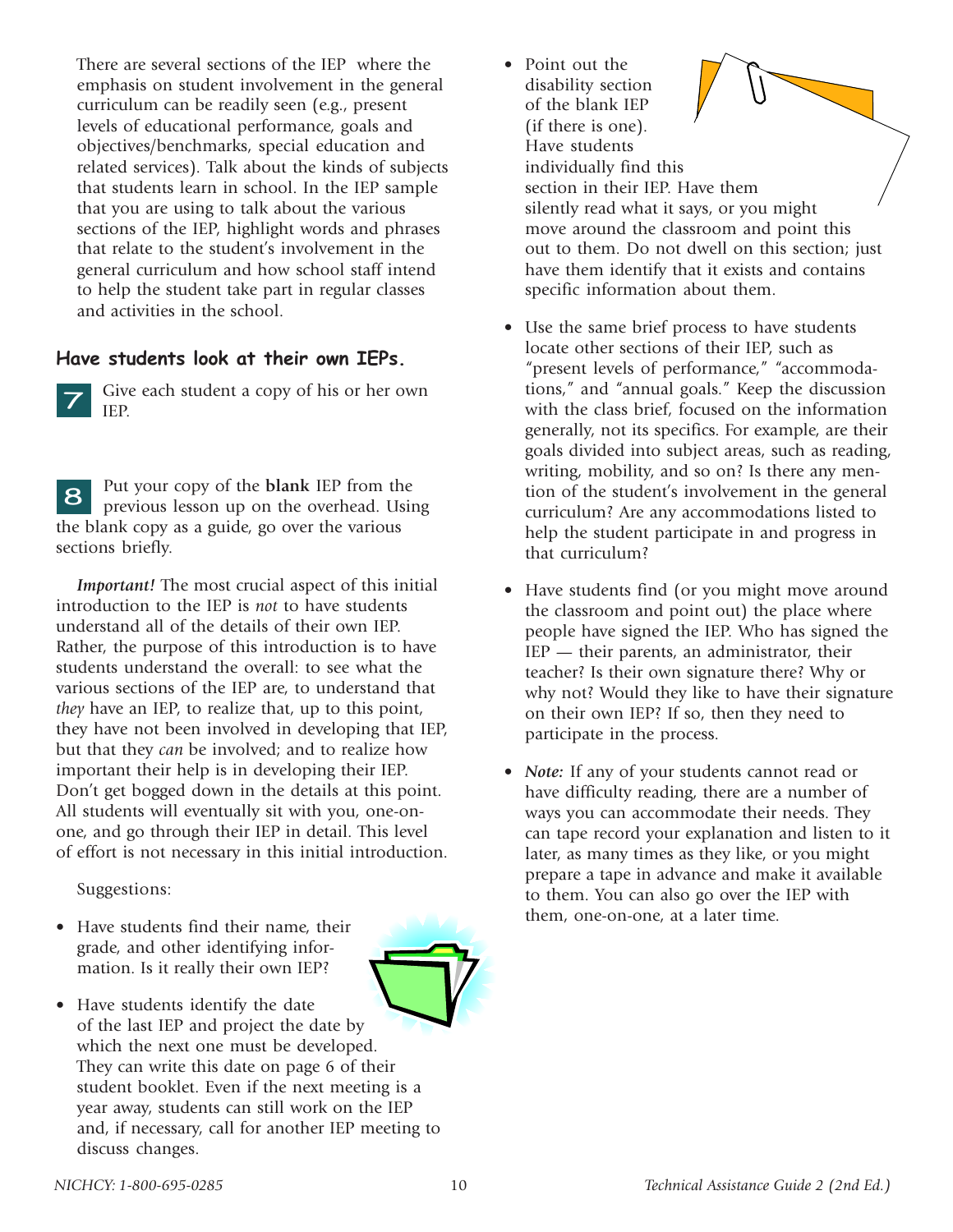There are several sections of the IEP where the emphasis on student involvement in the general curriculum can be readily seen (e.g., present levels of educational performance, goals and objectives/benchmarks, special education and related services). Talk about the kinds of subjects that students learn in school. In the IEP sample that you are using to talk about the various sections of the IEP, highlight words and phrases that relate to the student's involvement in the general curriculum and how school staff intend to help the student take part in regular classes and activities in the school.

### Have students look at their own IEPs.

**7** Give each student a copy of his or her own IEP.

**8** Put your copy of the **blank** IEP from the previous lesson up on the overhead. Using the blank copy as a guide, go over the various sections briefly.

***Important!*** The most crucial aspect of this initial introduction to the IEP is *not* to have students understand all of the details of their own IEP. Rather, the purpose of this introduction is to have students understand the overall: to see what the various sections of the IEP are, to understand that *they* have an IEP, to realize that, up to this point, they have not been involved in developing that IEP, but that they *can* be involved; and to realize how important their help is in developing their IEP. Don't get bogged down in the details at this point. All students will eventually sit with you, one-on-one, and go through their IEP in detail. This level of effort is not necessary in this initial introduction.

Suggestions:

- Have students find their name, their grade, and other identifying information. Is it really their own IEP?
- Have students identify the date of the last IEP and project the date by which the next one must be developed. They can write this date on page 6 of their student booklet. Even if the next meeting is a year away, students can still work on the IEP and, if necessary, call for another IEP meeting to discuss changes.
- Point out the disability section of the blank IEP (if there is one). Have students individually find this section in their IEP. Have them silently read what it says, or you might move around the classroom and point this out to them. Do not dwell on this section; just have them identify that it exists and contains specific information about them.
- Use the same brief process to have students locate other sections of their IEP, such as "present levels of performance," "accommodations," and "annual goals." Keep the discussion with the class brief, focused on the information generally, not its specifics. For example, are their goals divided into subject areas, such as reading, writing, mobility, and so on? Is there any mention of the student's involvement in the general curriculum? Are any accommodations listed to help the student participate in and progress in that curriculum?
- Have students find (or you might move around the classroom and point out) the place where people have signed the IEP. Who has signed the IEP — their parents, an administrator, their teacher? Is their own signature there? Why or why not? Would they like to have their signature on their own IEP? If so, then they need to participate in the process.
- ***Note:*** If any of your students cannot read or have difficulty reading, there are a number of ways you can accommodate their needs. They can tape record your explanation and listen to it later, as many times as they like, or you might prepare a tape in advance and make it available to them. You can also go over the IEP with them, one-on-one, at a later time.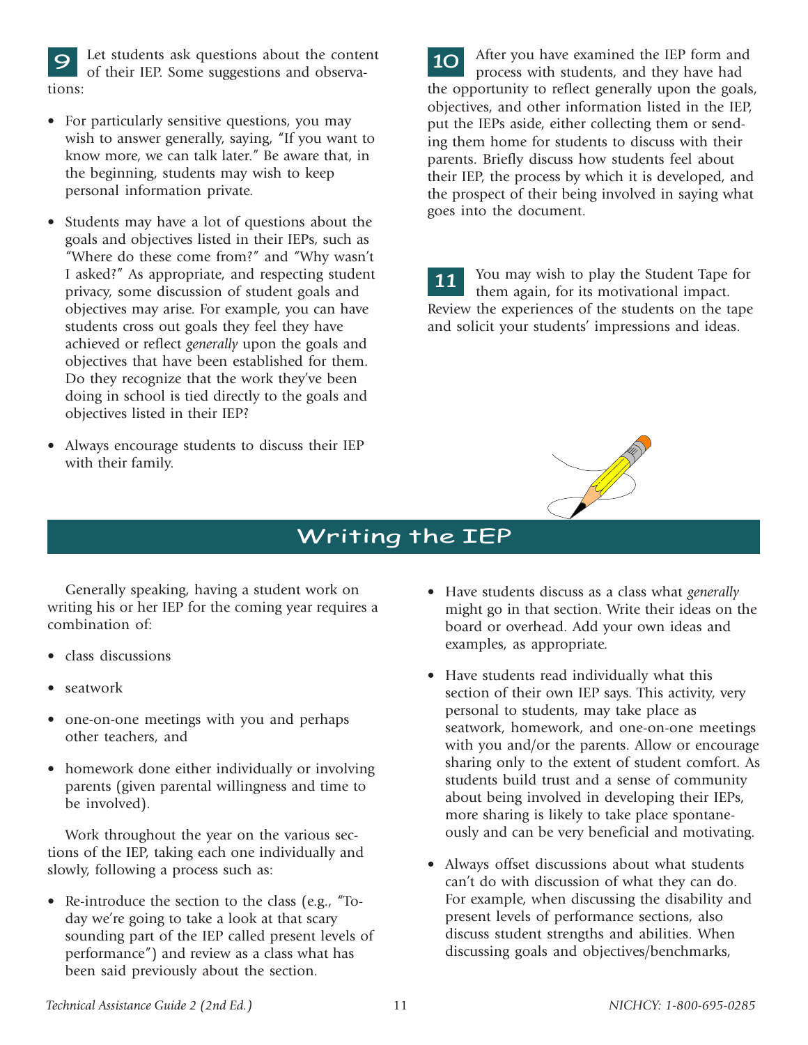**9** Let students ask questions about the content of their IEP. Some suggestions and observations:

- For particularly sensitive questions, you may wish to answer generally, saying, "If you want to know more, we can talk later." Be aware that, in the beginning, students may wish to keep personal information private.
- Students may have a lot of questions about the goals and objectives listed in their IEPs, such as "Where do these come from?" and "Why wasn't I asked?" As appropriate, and respecting student privacy, some discussion of student goals and objectives may arise. For example, you can have students cross out goals they feel they have achieved or reflect *generally* upon the goals and objectives that have been established for them. Do they recognize that the work they've been doing in school is tied directly to the goals and objectives listed in their IEP?
- Always encourage students to discuss their IEP with their family.

**10** After you have examined the IEP form and process with students, and they have had the opportunity to reflect generally upon the goals, objectives, and other information listed in the IEP, put the IEPs aside, either collecting them or sending them home for students to discuss with their parents. Briefly discuss how students feel about their IEP, the process by which it is developed, and the prospect of their being involved in saying what goes into the document.

**11** You may wish to play the Student Tape for them again, for its motivational impact. Review the experiences of the students on the tape and solicit your students' impressions and ideas.

## Writing the IEP

Generally speaking, having a student work on writing his or her IEP for the coming year requires a combination of:

- class discussions
- seatwork
- one-on-one meetings with you and perhaps other teachers, and
- homework done either individually or involving parents (given parental willingness and time to be involved).

Work throughout the year on the various sections of the IEP, taking each one individually and slowly, following a process such as:

- Re-introduce the section to the class (e.g., "Today we're going to take a look at that scary sounding part of the IEP called present levels of performance") and review as a class what has been said previously about the section.
- Have students discuss as a class what *generally* might go in that section. Write their ideas on the board or overhead. Add your own ideas and examples, as appropriate.
- Have students read individually what this section of their own IEP says. This activity, very personal to students, may take place as seatwork, homework, and one-on-one meetings with you and/or the parents. Allow or encourage sharing only to the extent of student comfort. As students build trust and a sense of community about being involved in developing their IEPs, more sharing is likely to take place spontaneously and can be very beneficial and motivating.
- Always offset discussions about what students can't do with discussion of what they can do. For example, when discussing the disability and present levels of performance sections, also discuss student strengths and abilities. When discussing goals and objectives/benchmarks,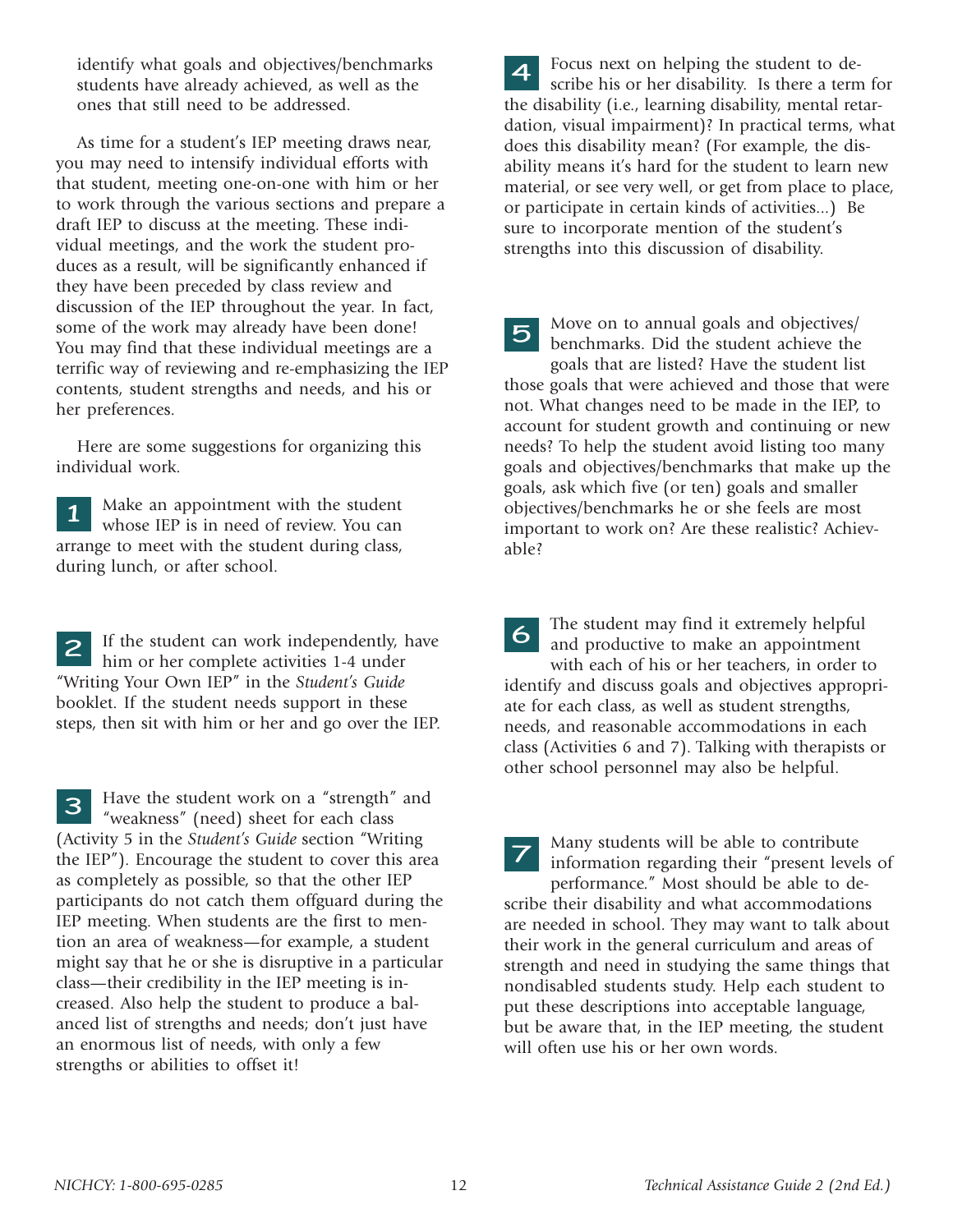identify what goals and objectives/benchmarks students have already achieved, as well as the ones that still need to be addressed.

As time for a student's IEP meeting draws near, you may need to intensify individual efforts with that student, meeting one-on-one with him or her to work through the various sections and prepare a draft IEP to discuss at the meeting. These individual meetings, and the work the student produces as a result, will be significantly enhanced if they have been preceded by class review and discussion of the IEP throughout the year. In fact, some of the work may already have been done! You may find that these individual meetings are a terrific way of reviewing and re-emphasizing the IEP contents, student strengths and needs, and his or her preferences.

Here are some suggestions for organizing this individual work.

**1** Make an appointment with the student whose IEP is in need of review. You can arrange to meet with the student during class, during lunch, or after school.

**2** If the student can work independently, have him or her complete activities 1-4 under "Writing Your Own IEP" in the *Student's Guide* booklet. If the student needs support in these steps, then sit with him or her and go over the IEP.

**3** Have the student work on a "strength" and "weakness" (need) sheet for each class (Activity 5 in the *Student's Guide* section "Writing the IEP"). Encourage the student to cover this area as completely as possible, so that the other IEP participants do not catch them offguard during the IEP meeting. When students are the first to mention an area of weakness—for example, a student might say that he or she is disruptive in a particular class—their credibility in the IEP meeting is increased. Also help the student to produce a balanced list of strengths and needs; don't just have an enormous list of needs, with only a few strengths or abilities to offset it!

**4** Focus next on helping the student to describe his or her disability. Is there a term for the disability (i.e., learning disability, mental retardation, visual impairment)? In practical terms, what does this disability mean? (For example, the disability means it's hard for the student to learn new material, or see very well, or get from place to place, or participate in certain kinds of activities...) Be sure to incorporate mention of the student's strengths into this discussion of disability.

**5** Move on to annual goals and objectives/benchmarks. Did the student achieve the goals that are listed? Have the student list those goals that were achieved and those that were not. What changes need to be made in the IEP, to account for student growth and continuing or new needs? To help the student avoid listing too many goals and objectives/benchmarks that make up the goals, ask which five (or ten) goals and smaller objectives/benchmarks he or she feels are most important to work on? Are these realistic? Achievable?

**6** The student may find it extremely helpful and productive to make an appointment with each of his or her teachers, in order to identify and discuss goals and objectives appropriate for each class, as well as student strengths, needs, and reasonable accommodations in each class (Activities 6 and 7). Talking with therapists or other school personnel may also be helpful.

**7** Many students will be able to contribute information regarding their "present levels of performance." Most should be able to describe their disability and what accommodations are needed in school. They may want to talk about their work in the general curriculum and areas of strength and need in studying the same things that nondisabled students study. Help each student to put these descriptions into acceptable language, but be aware that, in the IEP meeting, the student will often use his or her own words.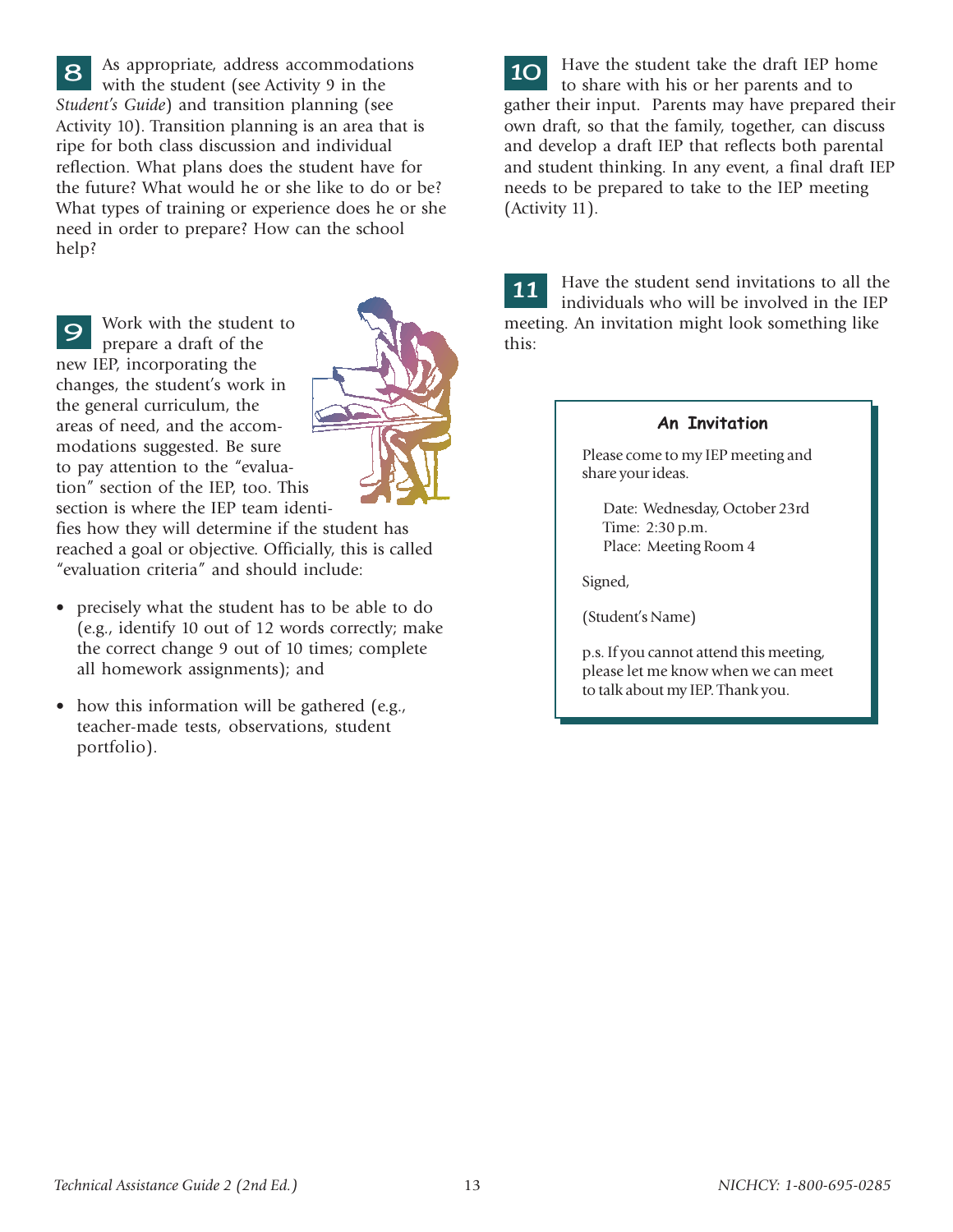**8** As appropriate, address accommodations with the student (see Activity 9 in the *Student's Guide*) and transition planning (see Activity 10). Transition planning is an area that is ripe for both class discussion and individual reflection. What plans does the student have for the future? What would he or she like to do or be? What types of training or experience does he or she need in order to prepare? How can the school help?

**9** Work with the student to prepare a draft of the new IEP, incorporating the changes, the student's work in the general curriculum, the areas of need, and the accommodations suggested. Be sure to pay attention to the "evaluation" section of the IEP, too. This section is where the IEP team identifies how they will determine if the student has reached a goal or objective. Officially, this is called "evaluation criteria" and should include:

- precisely what the student has to be able to do (e.g., identify 10 out of 12 words correctly; make the correct change 9 out of 10 times; complete all homework assignments); and
- how this information will be gathered (e.g., teacher-made tests, observations, student portfolio).

**10** Have the student take the draft IEP home to share with his or her parents and to gather their input. Parents may have prepared their own draft, so that the family, together, can discuss and develop a draft IEP that reflects both parental and student thinking. In any event, a final draft IEP needs to be prepared to take to the IEP meeting (Activity 11).

**11** Have the student send invitations to all the individuals who will be involved in the IEP meeting. An invitation might look something like this:

> **An Invitation**
>
> Please come to my IEP meeting and share your ideas.
>
> Date: Wednesday, October 23rd
> Time: 2:30 p.m.
> Place: Meeting Room 4
>
> Signed,
>
> (Student's Name)
>
> p.s. If you cannot attend this meeting, please let me know when we can meet to talk about my IEP. Thank you.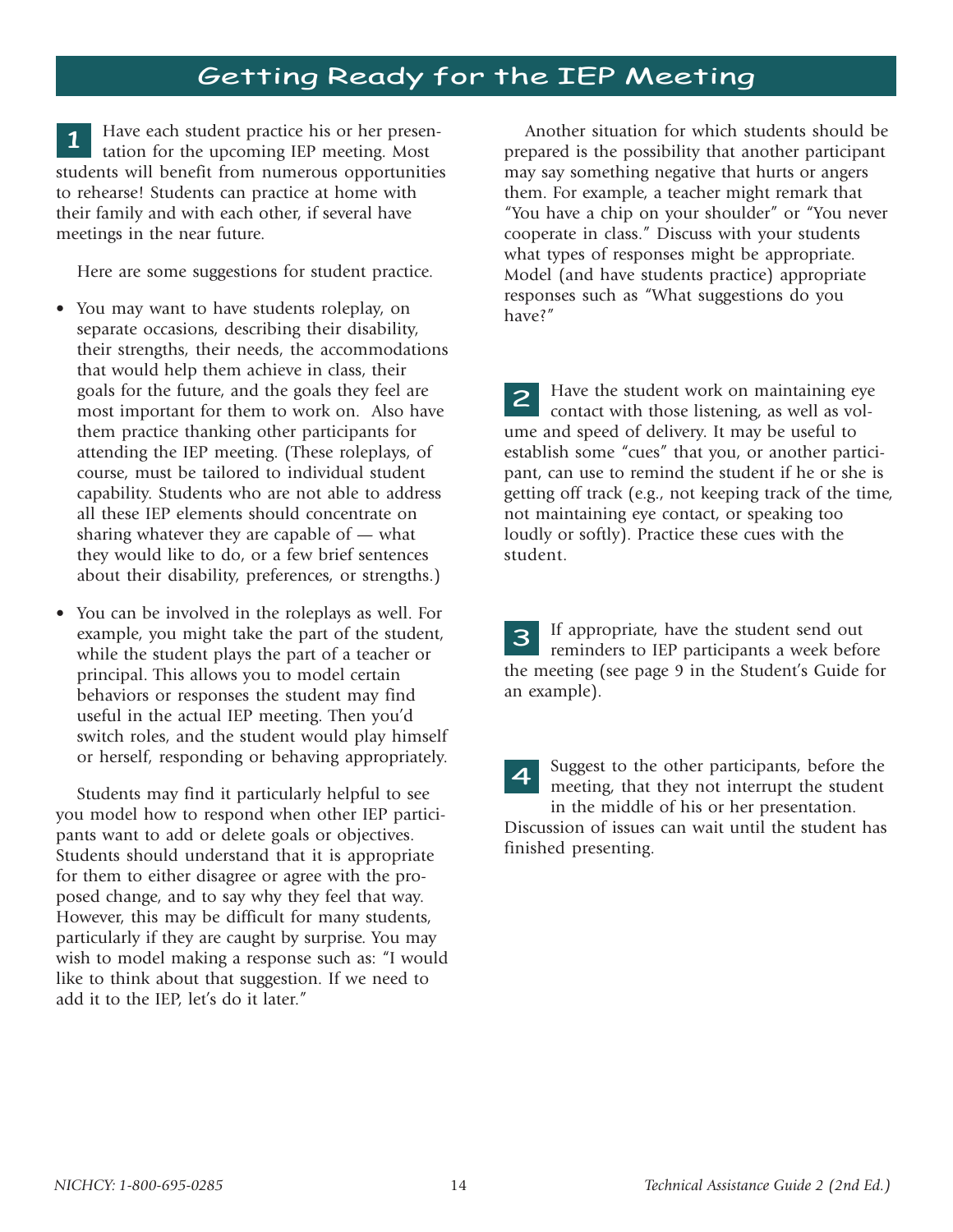## Getting Ready for the IEP Meeting

**1** Have each student practice his or her presentation for the upcoming IEP meeting. Most students will benefit from numerous opportunities to rehearse! Students can practice at home with their family and with each other, if several have meetings in the near future.

Here are some suggestions for student practice.

- You may want to have students roleplay, on separate occasions, describing their disability, their strengths, their needs, the accommodations that would help them achieve in class, their goals for the future, and the goals they feel are most important for them to work on. Also have them practice thanking other participants for attending the IEP meeting. (These roleplays, of course, must be tailored to individual student capability. Students who are not able to address all these IEP elements should concentrate on sharing whatever they are capable of — what they would like to do, or a few brief sentences about their disability, preferences, or strengths.)
- You can be involved in the roleplays as well. For example, you might take the part of the student, while the student plays the part of a teacher or principal. This allows you to model certain behaviors or responses the student may find useful in the actual IEP meeting. Then you'd switch roles, and the student would play himself or herself, responding or behaving appropriately.

Students may find it particularly helpful to see you model how to respond when other IEP participants want to add or delete goals or objectives. Students should understand that it is appropriate for them to either disagree or agree with the proposed change, and to say why they feel that way. However, this may be difficult for many students, particularly if they are caught by surprise. You may wish to model making a response such as: "I would like to think about that suggestion. If we need to add it to the IEP, let's do it later."

Another situation for which students should be prepared is the possibility that another participant may say something negative that hurts or angers them. For example, a teacher might remark that "You have a chip on your shoulder" or "You never cooperate in class." Discuss with your students what types of responses might be appropriate. Model (and have students practice) appropriate responses such as "What suggestions do you have?"

**2** Have the student work on maintaining eye contact with those listening, as well as volume and speed of delivery. It may be useful to establish some "cues" that you, or another participant, can use to remind the student if he or she is getting off track (e.g., not keeping track of the time, not maintaining eye contact, or speaking too loudly or softly). Practice these cues with the student.

**3** If appropriate, have the student send out reminders to IEP participants a week before the meeting (see page 9 in the Student's Guide for an example).

**4** Suggest to the other participants, before the meeting, that they not interrupt the student in the middle of his or her presentation. Discussion of issues can wait until the student has finished presenting.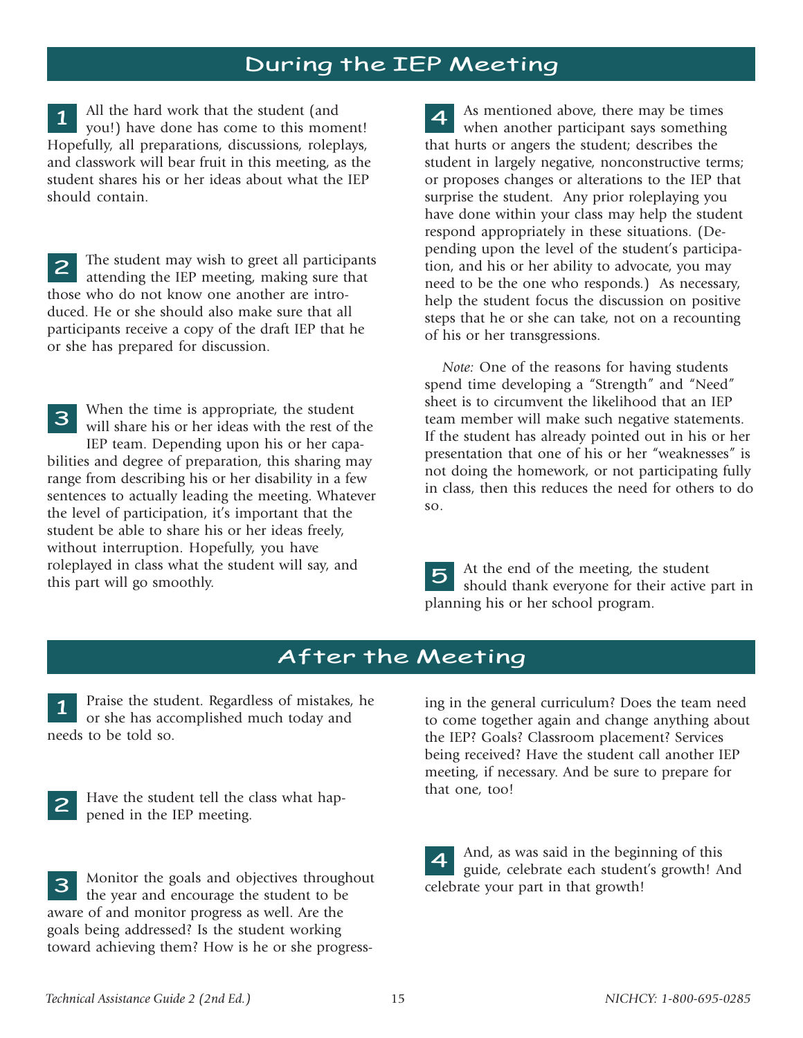## During the IEP Meeting

1. All the hard work that the student (and you!) have done has come to this moment! Hopefully, all preparations, discussions, roleplays, and classwork will bear fruit in this meeting, as the student shares his or her ideas about what the IEP should contain.

2. The student may wish to greet all participants attending the IEP meeting, making sure that those who do not know one another are introduced. He or she should also make sure that all participants receive a copy of the draft IEP that he or she has prepared for discussion.

3. When the time is appropriate, the student will share his or her ideas with the rest of the IEP team. Depending upon his or her capabilities and degree of preparation, this sharing may range from describing his or her disability in a few sentences to actually leading the meeting. Whatever the level of participation, it's important that the student be able to share his or her ideas freely, without interruption. Hopefully, you have roleplayed in class what the student will say, and this part will go smoothly.

4. As mentioned above, there may be times when another participant says something that hurts or angers the student; describes the student in largely negative, nonconstructive terms; or proposes changes or alterations to the IEP that surprise the student. Any prior roleplaying you have done within your class may help the student respond appropriately in these situations. (Depending upon the level of the student's participation, and his or her ability to advocate, you may need to be the one who responds.) As necessary, help the student focus the discussion on positive steps that he or she can take, not on a recounting of his or her transgressions.

   *Note:* One of the reasons for having students spend time developing a "Strength" and "Need" sheet is to circumvent the likelihood that an IEP team member will make such negative statements. If the student has already pointed out in his or her presentation that one of his or her "weaknesses" is not doing the homework, or not participating fully in class, then this reduces the need for others to do so.

5. At the end of the meeting, the student should thank everyone for their active part in planning his or her school program.

## After the Meeting

1. Praise the student. Regardless of mistakes, he or she has accomplished much today and needs to be told so.

2. Have the student tell the class what happened in the IEP meeting.

3. Monitor the goals and objectives throughout the year and encourage the student to be aware of and monitor progress as well. Are the goals being addressed? Is the student working toward achieving them? How is he or she progressing in the general curriculum? Does the team need to come together again and change anything about the IEP? Goals? Classroom placement? Services being received? Have the student call another IEP meeting, if necessary. And be sure to prepare for that one, too!

4. And, as was said in the beginning of this guide, celebrate each student's growth! And celebrate your part in that growth!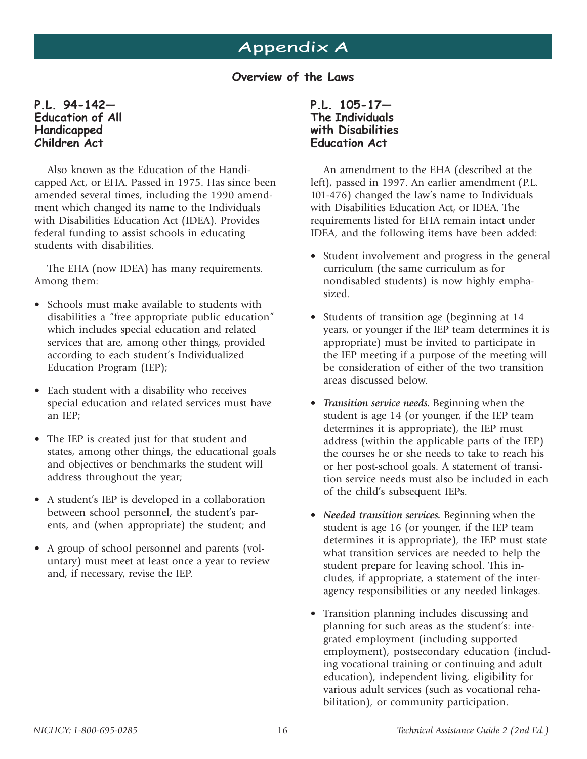# Appendix A

## Overview of the Laws

### P.L. 94-142— Education of All Handicapped Children Act

Also known as the Education of the Handicapped Act, or EHA. Passed in 1975. Has since been amended several times, including the 1990 amendment which changed its name to the Individuals with Disabilities Education Act (IDEA). Provides federal funding to assist schools in educating students with disabilities.

The EHA (now IDEA) has many requirements. Among them:

- Schools must make available to students with disabilities a "free appropriate public education" which includes special education and related services that are, among other things, provided according to each student's Individualized Education Program (IEP);
- Each student with a disability who receives special education and related services must have an IEP;
- The IEP is created just for that student and states, among other things, the educational goals and objectives or benchmarks the student will address throughout the year;
- A student's IEP is developed in a collaboration between school personnel, the student's parents, and (when appropriate) the student; and
- A group of school personnel and parents (voluntary) must meet at least once a year to review and, if necessary, revise the IEP.

### P.L. 105-17— The Individuals with Disabilities Education Act

An amendment to the EHA (described at the left), passed in 1997. An earlier amendment (P.L. 101-476) changed the law's name to Individuals with Disabilities Education Act, or IDEA. The requirements listed for EHA remain intact under IDEA, and the following items have been added:

- Student involvement and progress in the general curriculum (the same curriculum as for nondisabled students) is now highly emphasized.
- Students of transition age (beginning at 14 years, or younger if the IEP team determines it is appropriate) must be invited to participate in the IEP meeting if a purpose of the meeting will be consideration of either of the two transition areas discussed below.
- ***Transition service needs.*** Beginning when the student is age 14 (or younger, if the IEP team determines it is appropriate), the IEP must address (within the applicable parts of the IEP) the courses he or she needs to take to reach his or her post-school goals. A statement of transition service needs must also be included in each of the child's subsequent IEPs.
- ***Needed transition services.*** Beginning when the student is age 16 (or younger, if the IEP team determines it is appropriate), the IEP must state what transition services are needed to help the student prepare for leaving school. This includes, if appropriate, a statement of the interagency responsibilities or any needed linkages.
- Transition planning includes discussing and planning for such areas as the student's: integrated employment (including supported employment), postsecondary education (including vocational training or continuing and adult education), independent living, eligibility for various adult services (such as vocational rehabilitation), or community participation.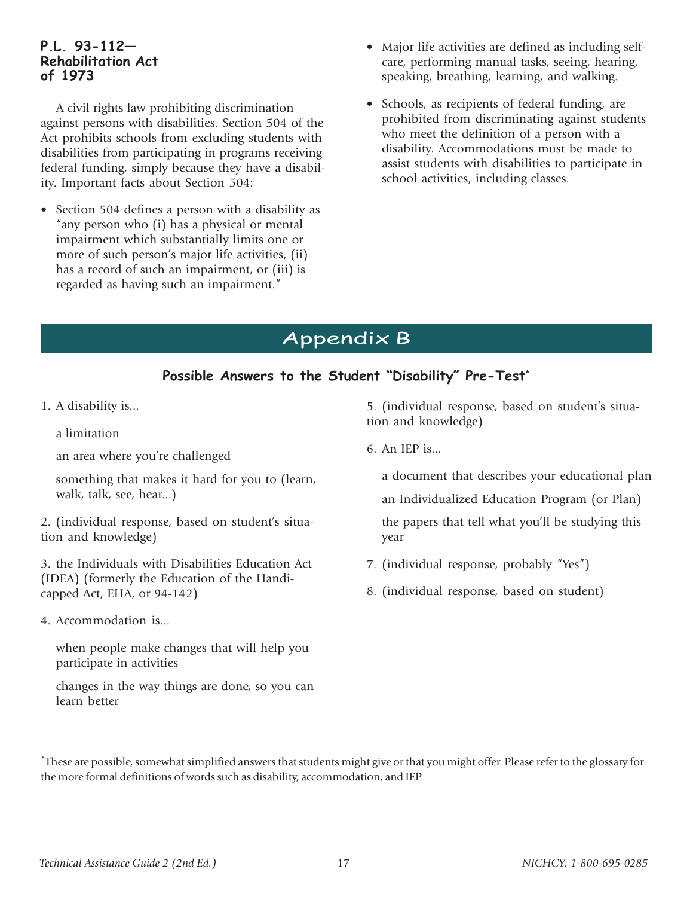### P.L. 93-112— Rehabilitation Act of 1973

A civil rights law prohibiting discrimination against persons with disabilities. Section 504 of the Act prohibits schools from excluding students with disabilities from participating in programs receiving federal funding, simply because they have a disability. Important facts about Section 504:

- Section 504 defines a person with a disability as "any person who (i) has a physical or mental impairment which substantially limits one or more of such person's major life activities, (ii) has a record of such an impairment, or (iii) is regarded as having such an impairment."
- Major life activities are defined as including self-care, performing manual tasks, seeing, hearing, speaking, breathing, learning, and walking.
- Schools, as recipients of federal funding, are prohibited from discriminating against students who meet the definition of a person with a disability. Accommodations must be made to assist students with disabilities to participate in school activities, including classes.

# Appendix B

## Possible Answers to the Student "Disability" Pre-Test*

1. A disability is...

   a limitation

   an area where you're challenged

   something that makes it hard for you to (learn, walk, talk, see, hear...)

2. (individual response, based on student's situation and knowledge)

3. the Individuals with Disabilities Education Act (IDEA) (formerly the Education of the Handicapped Act, EHA, or 94-142)

4. Accommodation is...

   when people make changes that will help you participate in activities

   changes in the way things are done, so you can learn better

5. (individual response, based on student's situation and knowledge)

6. An IEP is...

   a document that describes your educational plan

   an Individualized Education Program (or Plan)

   the papers that tell what you'll be studying this year

7. (individual response, probably "Yes")

8. (individual response, based on student)

---

*These are possible, somewhat simplified answers that students might give or that you might offer. Please refer to the glossary for the more formal definitions of words such as disability, accommodation, and IEP.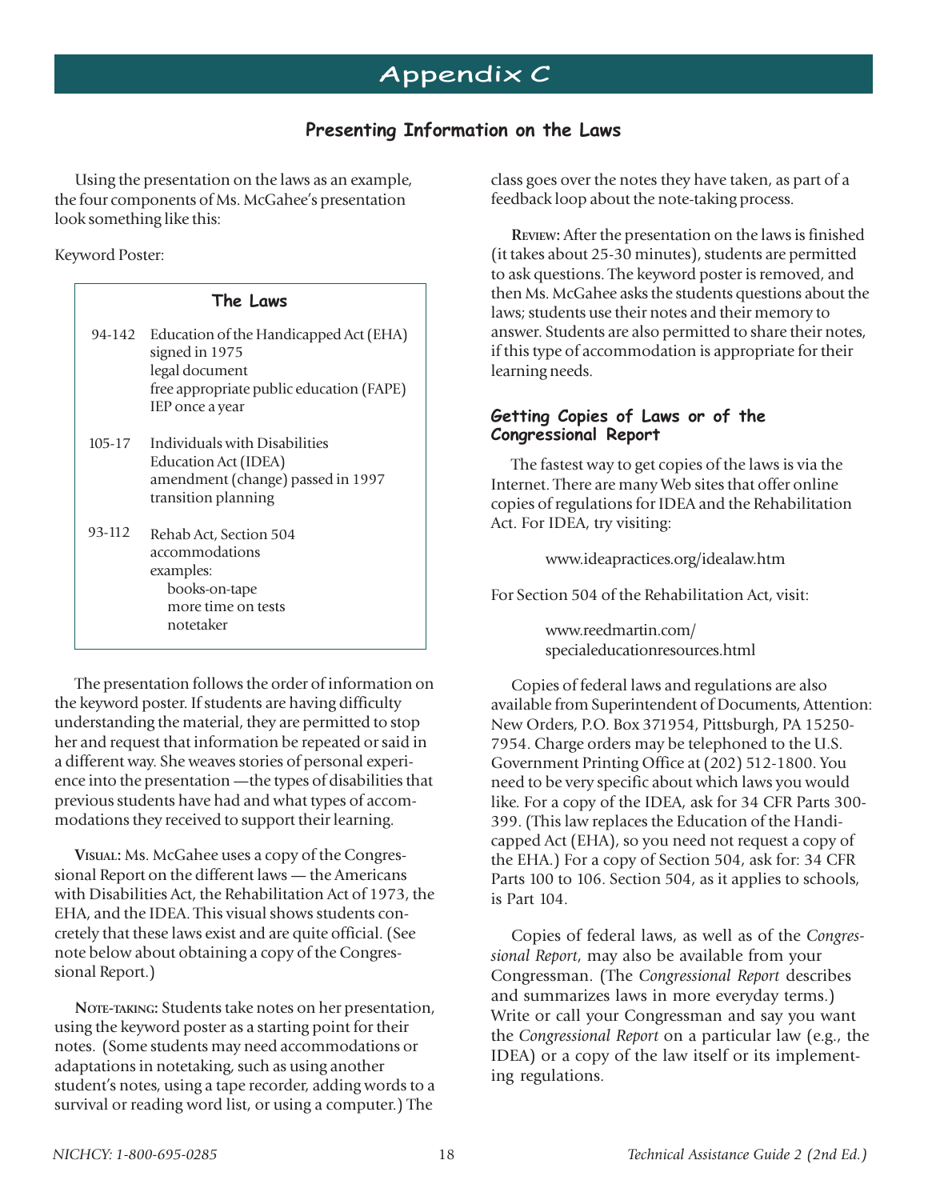# Appendix C

## Presenting Information on the Laws

Using the presentation on the laws as an example, the four components of Ms. McGahee's presentation look something like this:

Keyword Poster:

**The Laws**

| | |
|---|---|
| 94-142 | Education of the Handicapped Act (EHA)<br>signed in 1975<br>legal document<br>free appropriate public education (FAPE)<br>IEP once a year |
| 105-17 | Individuals with Disabilities Education Act (IDEA)<br>amendment (change) passed in 1997<br>transition planning |
| 93-112 | Rehab Act, Section 504<br>accommodations<br>examples:<br>books-on-tape<br>more time on tests<br>notetaker |

The presentation follows the order of information on the keyword poster. If students are having difficulty understanding the material, they are permitted to stop her and request that information be repeated or said in a different way. She weaves stories of personal experience into the presentation —the types of disabilities that previous students have had and what types of accommodations they received to support their learning.

**Visual:** Ms. McGahee uses a copy of the Congressional Report on the different laws — the Americans with Disabilities Act, the Rehabilitation Act of 1973, the EHA, and the IDEA. This visual shows students concretely that these laws exist and are quite official. (See note below about obtaining a copy of the Congressional Report.)

**Note-taking:** Students take notes on her presentation, using the keyword poster as a starting point for their notes. (Some students may need accommodations or adaptations in notetaking, such as using another student's notes, using a tape recorder, adding words to a survival or reading word list, or using a computer.) The class goes over the notes they have taken, as part of a feedback loop about the note-taking process.

**Review:** After the presentation on the laws is finished (it takes about 25-30 minutes), students are permitted to ask questions. The keyword poster is removed, and then Ms. McGahee asks the students questions about the laws; students use their notes and their memory to answer. Students are also permitted to share their notes, if this type of accommodation is appropriate for their learning needs.

### Getting Copies of Laws or of the Congressional Report

The fastest way to get copies of the laws is via the Internet. There are many Web sites that offer online copies of regulations for IDEA and the Rehabilitation Act. For IDEA, try visiting:

www.ideapractices.org/idealaw.htm

For Section 504 of the Rehabilitation Act, visit:

www.reedmartin.com/specialeducationresources.html

Copies of federal laws and regulations are also available from Superintendent of Documents, Attention: New Orders, P.O. Box 371954, Pittsburgh, PA 15250-7954. Charge orders may be telephoned to the U.S. Government Printing Office at (202) 512-1800. You need to be very specific about which laws you would like. For a copy of the IDEA, ask for 34 CFR Parts 300-399. (This law replaces the Education of the Handicapped Act (EHA), so you need not request a copy of the EHA.) For a copy of Section 504, ask for: 34 CFR Parts 100 to 106. Section 504, as it applies to schools, is Part 104.

Copies of federal laws, as well as of the *Congressional Report*, may also be available from your Congressman. (The *Congressional Report* describes and summarizes laws in more everyday terms.) Write or call your Congressman and say you want the *Congressional Report* on a particular law (e.g., the IDEA) or a copy of the law itself or its implementing regulations.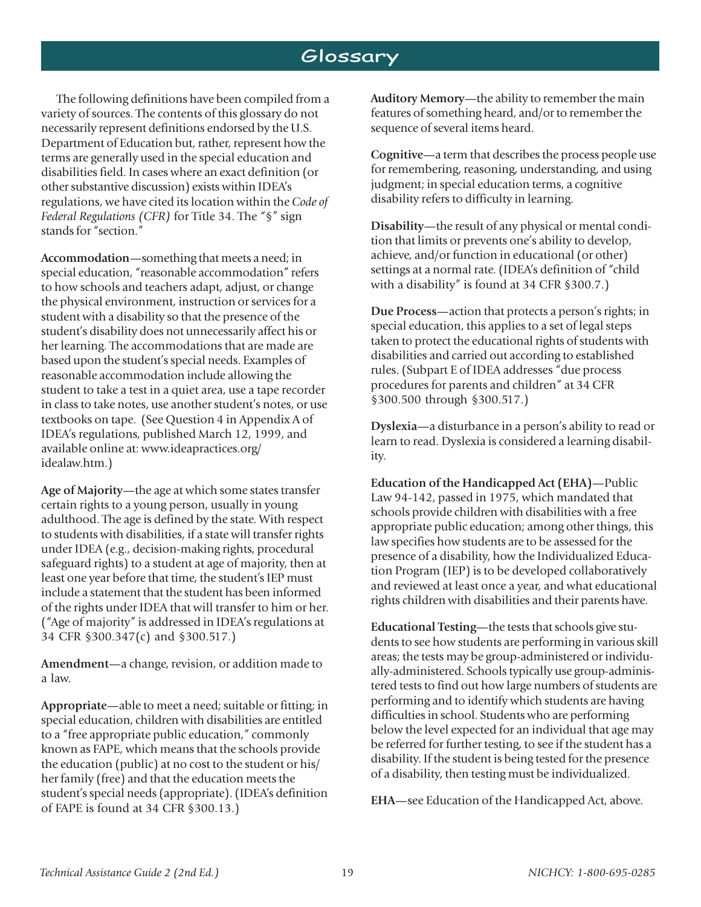# Glossary

The following definitions have been compiled from a variety of sources. The contents of this glossary do not necessarily represent definitions endorsed by the U.S. Department of Education but, rather, represent how the terms are generally used in the special education and disabilities field. In cases where an exact definition (or other substantive discussion) exists within IDEA's regulations, we have cited its location within the *Code of Federal Regulations (CFR)* for Title 34. The "§" sign stands for "section."

**Accommodation**—something that meets a need; in special education, "reasonable accommodation" refers to how schools and teachers adapt, adjust, or change the physical environment, instruction or services for a student with a disability so that the presence of the student's disability does not unnecessarily affect his or her learning. The accommodations that are made are based upon the student's special needs. Examples of reasonable accommodation include allowing the student to take a test in a quiet area, use a tape recorder in class to take notes, use another student's notes, or use textbooks on tape. (See Question 4 in Appendix A of IDEA's regulations, published March 12, 1999, and available online at: www.ideapractices.org/idealaw.htm.)

**Age of Majority**—the age at which some states transfer certain rights to a young person, usually in young adulthood. The age is defined by the state. With respect to students with disabilities, if a state will transfer rights under IDEA (e.g., decision-making rights, procedural safeguard rights) to a student at age of majority, then at least one year before that time, the student's IEP must include a statement that the student has been informed of the rights under IDEA that will transfer to him or her. ("Age of majority" is addressed in IDEA's regulations at 34 CFR §300.347(c) and §300.517.)

**Amendment**—a change, revision, or addition made to a law.

**Appropriate**—able to meet a need; suitable or fitting; in special education, children with disabilities are entitled to a "free appropriate public education," commonly known as FAPE, which means that the schools provide the education (public) at no cost to the student or his/her family (free) and that the education meets the student's special needs (appropriate). (IDEA's definition of FAPE is found at 34 CFR §300.13.)

**Auditory Memory**—the ability to remember the main features of something heard, and/or to remember the sequence of several items heard.

**Cognitive**—a term that describes the process people use for remembering, reasoning, understanding, and using judgment; in special education terms, a cognitive disability refers to difficulty in learning.

**Disability**—the result of any physical or mental condition that limits or prevents one's ability to develop, achieve, and/or function in educational (or other) settings at a normal rate. (IDEA's definition of "child with a disability" is found at 34 CFR §300.7.)

**Due Process**—action that protects a person's rights; in special education, this applies to a set of legal steps taken to protect the educational rights of students with disabilities and carried out according to established rules. (Subpart E of IDEA addresses "due process procedures for parents and children" at 34 CFR §300.500 through §300.517.)

**Dyslexia**—a disturbance in a person's ability to read or learn to read. Dyslexia is considered a learning disability.

**Education of the Handicapped Act (EHA)**—Public Law 94-142, passed in 1975, which mandated that schools provide children with disabilities with a free appropriate public education; among other things, this law specifies how students are to be assessed for the presence of a disability, how the Individualized Education Program (IEP) is to be developed collaboratively and reviewed at least once a year, and what educational rights children with disabilities and their parents have.

**Educational Testing**—the tests that schools give students to see how students are performing in various skill areas; the tests may be group-administered or individually-administered. Schools typically use group-administered tests to find out how large numbers of students are performing and to identify which students are having difficulties in school. Students who are performing below the level expected for an individual that age may be referred for further testing, to see if the student has a disability. If the student is being tested for the presence of a disability, then testing must be individualized.

**EHA**—see Education of the Handicapped Act, above.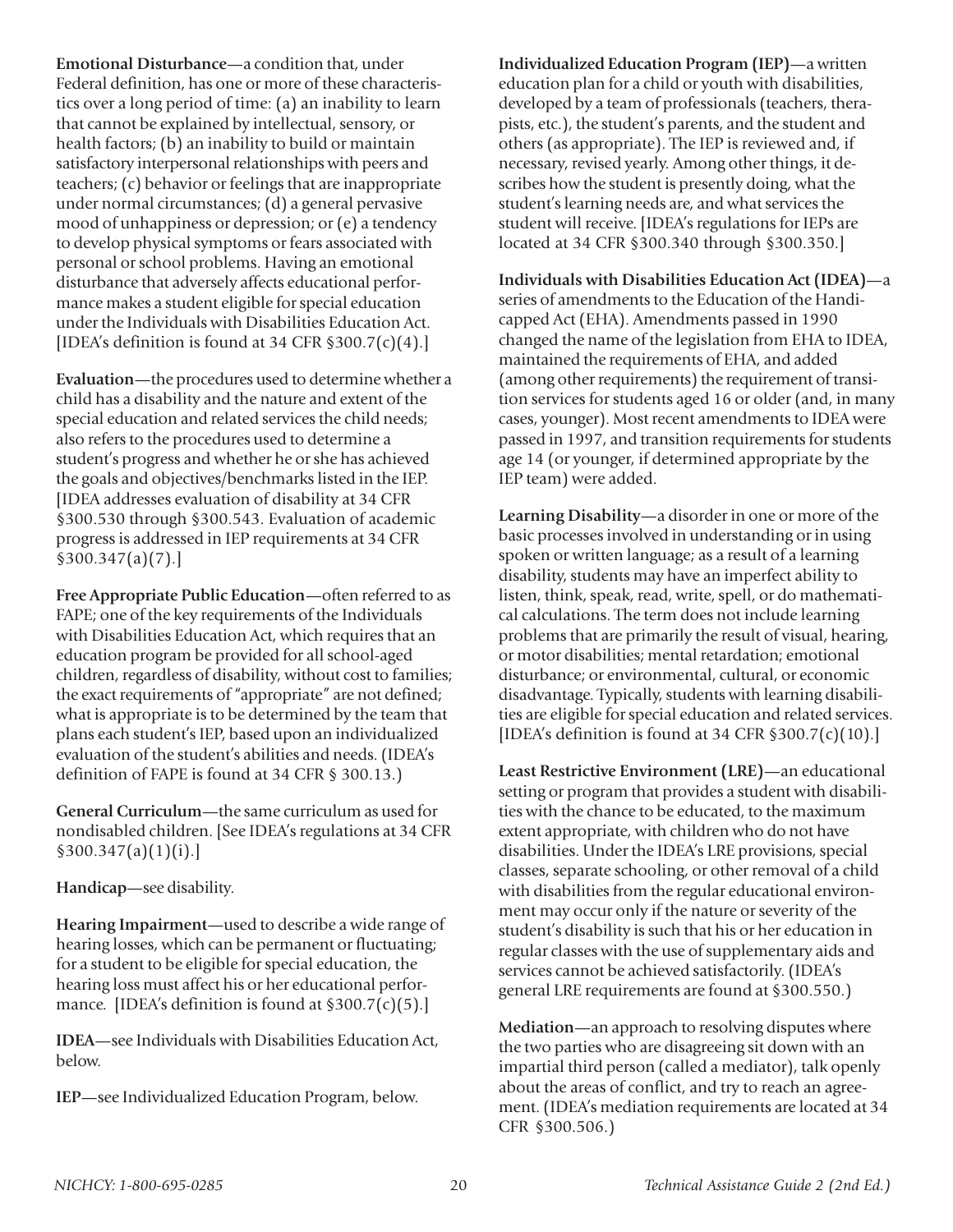**Emotional Disturbance**—a condition that, under Federal definition, has one or more of these characteristics over a long period of time: (a) an inability to learn that cannot be explained by intellectual, sensory, or health factors; (b) an inability to build or maintain satisfactory interpersonal relationships with peers and teachers; (c) behavior or feelings that are inappropriate under normal circumstances; (d) a general pervasive mood of unhappiness or depression; or (e) a tendency to develop physical symptoms or fears associated with personal or school problems. Having an emotional disturbance that adversely affects educational performance makes a student eligible for special education under the Individuals with Disabilities Education Act. [IDEA's definition is found at 34 CFR §300.7(c)(4).]

**Evaluation**—the procedures used to determine whether a child has a disability and the nature and extent of the special education and related services the child needs; also refers to the procedures used to determine a student's progress and whether he or she has achieved the goals and objectives/benchmarks listed in the IEP. [IDEA addresses evaluation of disability at 34 CFR §300.530 through §300.543. Evaluation of academic progress is addressed in IEP requirements at 34 CFR §300.347(a)(7).]

**Free Appropriate Public Education**—often referred to as FAPE; one of the key requirements of the Individuals with Disabilities Education Act, which requires that an education program be provided for all school-aged children, regardless of disability, without cost to families; the exact requirements of "appropriate" are not defined; what is appropriate is to be determined by the team that plans each student's IEP, based upon an individualized evaluation of the student's abilities and needs. (IDEA's definition of FAPE is found at 34 CFR § 300.13.)

**General Curriculum**—the same curriculum as used for nondisabled children. [See IDEA's regulations at 34 CFR §300.347(a)(1)(i).]

**Handicap**—see disability.

**Hearing Impairment**—used to describe a wide range of hearing losses, which can be permanent or fluctuating; for a student to be eligible for special education, the hearing loss must affect his or her educational performance. [IDEA's definition is found at §300.7(c)(5).]

**IDEA**—see Individuals with Disabilities Education Act, below.

**IEP**—see Individualized Education Program, below.

**Individualized Education Program (IEP)**—a written education plan for a child or youth with disabilities, developed by a team of professionals (teachers, therapists, etc.), the student's parents, and the student and others (as appropriate). The IEP is reviewed and, if necessary, revised yearly. Among other things, it describes how the student is presently doing, what the student's learning needs are, and what services the student will receive. [IDEA's regulations for IEPs are located at 34 CFR §300.340 through §300.350.]

**Individuals with Disabilities Education Act (IDEA)**—a series of amendments to the Education of the Handicapped Act (EHA). Amendments passed in 1990 changed the name of the legislation from EHA to IDEA, maintained the requirements of EHA, and added (among other requirements) the requirement of transition services for students aged 16 or older (and, in many cases, younger). Most recent amendments to IDEA were passed in 1997, and transition requirements for students age 14 (or younger, if determined appropriate by the IEP team) were added.

**Learning Disability**—a disorder in one or more of the basic processes involved in understanding or in using spoken or written language; as a result of a learning disability, students may have an imperfect ability to listen, think, speak, read, write, spell, or do mathematical calculations. The term does not include learning problems that are primarily the result of visual, hearing, or motor disabilities; mental retardation; emotional disturbance; or environmental, cultural, or economic disadvantage. Typically, students with learning disabilities are eligible for special education and related services. [IDEA's definition is found at 34 CFR §300.7(c)(10).]

**Least Restrictive Environment (LRE)**—an educational setting or program that provides a student with disabilities with the chance to be educated, to the maximum extent appropriate, with children who do not have disabilities. Under the IDEA's LRE provisions, special classes, separate schooling, or other removal of a child with disabilities from the regular educational environment may occur only if the nature or severity of the student's disability is such that his or her education in regular classes with the use of supplementary aids and services cannot be achieved satisfactorily. (IDEA's general LRE requirements are found at §300.550.)

**Mediation**—an approach to resolving disputes where the two parties who are disagreeing sit down with an impartial third person (called a mediator), talk openly about the areas of conflict, and try to reach an agreement. (IDEA's mediation requirements are located at 34 CFR §300.506.)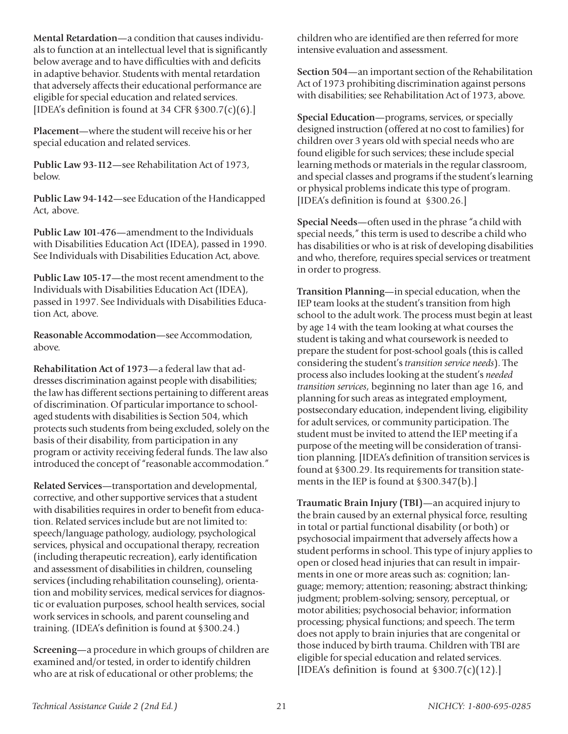**Mental Retardation**—a condition that causes individuals to function at an intellectual level that is significantly below average and to have difficulties with and deficits in adaptive behavior. Students with mental retardation that adversely affects their educational performance are eligible for special education and related services. [IDEA's definition is found at 34 CFR §300.7(c)(6).]

**Placement**—where the student will receive his or her special education and related services.

**Public Law 93-112**—see Rehabilitation Act of 1973, below.

**Public Law 94-142**—see Education of the Handicapped Act, above.

**Public Law 101-476**—amendment to the Individuals with Disabilities Education Act (IDEA), passed in 1990. See Individuals with Disabilities Education Act, above.

**Public Law 105-17**—the most recent amendment to the Individuals with Disabilities Education Act (IDEA), passed in 1997. See Individuals with Disabilities Education Act, above.

**Reasonable Accommodation**—see Accommodation, above.

**Rehabilitation Act of 1973**—a federal law that addresses discrimination against people with disabilities; the law has different sections pertaining to different areas of discrimination. Of particular importance to school-aged students with disabilities is Section 504, which protects such students from being excluded, solely on the basis of their disability, from participation in any program or activity receiving federal funds. The law also introduced the concept of "reasonable accommodation."

**Related Services**—transportation and developmental, corrective, and other supportive services that a student with disabilities requires in order to benefit from education. Related services include but are not limited to: speech/language pathology, audiology, psychological services, physical and occupational therapy, recreation (including therapeutic recreation), early identification and assessment of disabilities in children, counseling services (including rehabilitation counseling), orientation and mobility services, medical services for diagnostic or evaluation purposes, school health services, social work services in schools, and parent counseling and training. (IDEA's definition is found at §300.24.)

**Screening**—a procedure in which groups of children are examined and/or tested, in order to identify children who are at risk of educational or other problems; the children who are identified are then referred for more intensive evaluation and assessment.

**Section 504**—an important section of the Rehabilitation Act of 1973 prohibiting discrimination against persons with disabilities; see Rehabilitation Act of 1973, above.

**Special Education**—programs, services, or specially designed instruction (offered at no cost to families) for children over 3 years old with special needs who are found eligible for such services; these include special learning methods or materials in the regular classroom, and special classes and programs if the student's learning or physical problems indicate this type of program. [IDEA's definition is found at §300.26.]

**Special Needs**—often used in the phrase "a child with special needs," this term is used to describe a child who has disabilities or who is at risk of developing disabilities and who, therefore, requires special services or treatment in order to progress.

**Transition Planning**—in special education, when the IEP team looks at the student's transition from high school to the adult work. The process must begin at least by age 14 with the team looking at what courses the student is taking and what coursework is needed to prepare the student for post-school goals (this is called considering the student's *transition service needs*). The process also includes looking at the student's *needed transition services*, beginning no later than age 16, and planning for such areas as integrated employment, postsecondary education, independent living, eligibility for adult services, or community participation. The student must be invited to attend the IEP meeting if a purpose of the meeting will be consideration of transition planning. [IDEA's definition of transition services is found at §300.29. Its requirements for transition statements in the IEP is found at §300.347(b).]

**Traumatic Brain Injury (TBI)**—an acquired injury to the brain caused by an external physical force, resulting in total or partial functional disability (or both) or psychosocial impairment that adversely affects how a student performs in school. This type of injury applies to open or closed head injuries that can result in impairments in one or more areas such as: cognition; language; memory; attention; reasoning; abstract thinking; judgment; problem-solving; sensory, perceptual, or motor abilities; psychosocial behavior; information processing; physical functions; and speech. The term does not apply to brain injuries that are congenital or those induced by birth trauma. Children with TBI are eligible for special education and related services. [IDEA's definition is found at §300.7(c)(12).]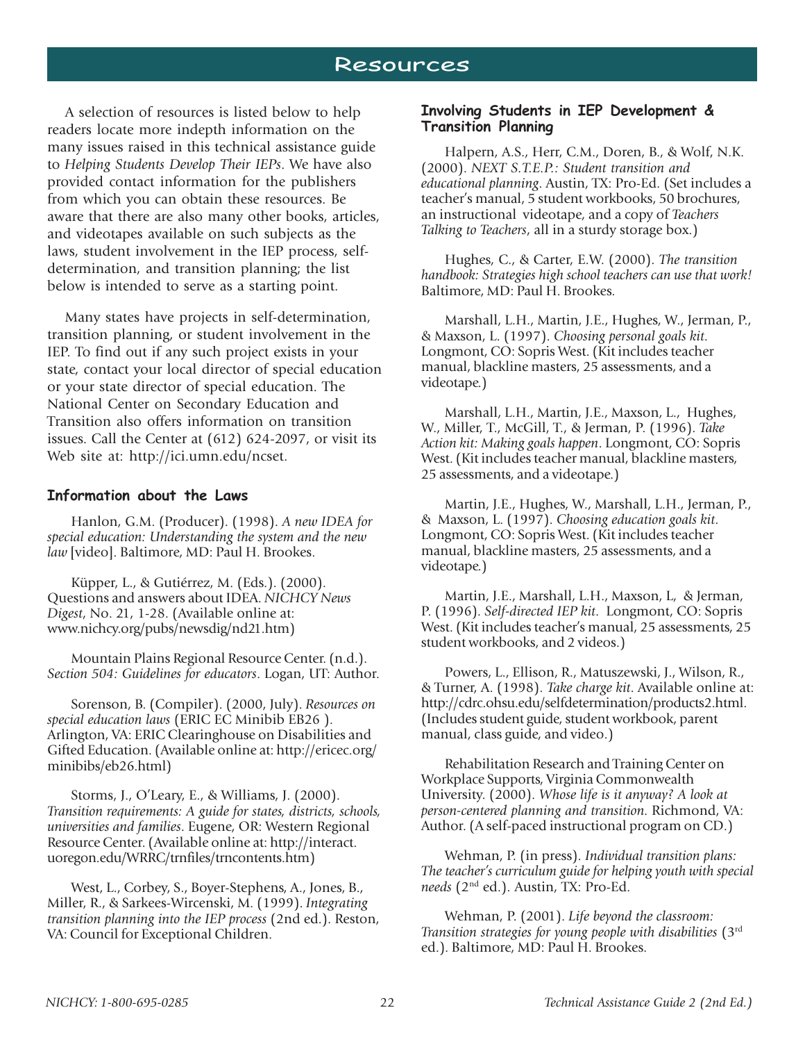# Resources

A selection of resources is listed below to help readers locate more indepth information on the many issues raised in this technical assistance guide to *Helping Students Develop Their IEPs*. We have also provided contact information for the publishers from which you can obtain these resources. Be aware that there are also many other books, articles, and videotapes available on such subjects as the laws, student involvement in the IEP process, self-determination, and transition planning; the list below is intended to serve as a starting point.

Many states have projects in self-determination, transition planning, or student involvement in the IEP. To find out if any such project exists in your state, contact your local director of special education or your state director of special education. The National Center on Secondary Education and Transition also offers information on transition issues. Call the Center at (612) 624-2097, or visit its Web site at: http://ici.umn.edu/ncset.

## Information about the Laws

Hanlon, G.M. (Producer). (1998). *A new IDEA for special education: Understanding the system and the new law* [video]. Baltimore, MD: Paul H. Brookes.

Küpper, L., & Gutiérrez, M. (Eds.). (2000). Questions and answers about IDEA. *NICHCY News Digest*, No. 21, 1-28. (Available online at: www.nichcy.org/pubs/newsdig/nd21.htm)

Mountain Plains Regional Resource Center. (n.d.). *Section 504: Guidelines for educators*. Logan, UT: Author.

Sorenson, B. (Compiler). (2000, July). *Resources on special education laws* (ERIC EC Minibib EB26 ). Arlington, VA: ERIC Clearinghouse on Disabilities and Gifted Education. (Available online at: http://ericec.org/minibibs/eb26.html)

Storms, J., O'Leary, E., & Williams, J. (2000). *Transition requirements: A guide for states, districts, schools, universities and families*. Eugene, OR: Western Regional Resource Center. (Available online at: http://interact.uoregon.edu/WRRC/trnfiles/trncontents.htm)

West, L., Corbey, S., Boyer-Stephens, A., Jones, B., Miller, R., & Sarkees-Wircenski, M. (1999). *Integrating transition planning into the IEP process* (2nd ed.). Reston, VA: Council for Exceptional Children.

## Involving Students in IEP Development & Transition Planning

Halpern, A.S., Herr, C.M., Doren, B., & Wolf, N.K. (2000). *NEXT S.T.E.P.: Student transition and educational planning*. Austin, TX: Pro-Ed. (Set includes a teacher's manual, 5 student workbooks, 50 brochures, an instructional videotape, and a copy of *Teachers Talking to Teachers*, all in a sturdy storage box.)

Hughes, C., & Carter, E.W. (2000). *The transition handbook: Strategies high school teachers can use that work!* Baltimore, MD: Paul H. Brookes.

Marshall, L.H., Martin, J.E., Hughes, W., Jerman, P., & Maxson, L. (1997). *Choosing personal goals kit*. Longmont, CO: Sopris West. (Kit includes teacher manual, blackline masters, 25 assessments, and a videotape.)

Marshall, L.H., Martin, J.E., Maxson, L., Hughes, W., Miller, T., McGill, T., & Jerman, P. (1996). *Take Action kit: Making goals happen*. Longmont, CO: Sopris West. (Kit includes teacher manual, blackline masters, 25 assessments, and a videotape.)

Martin, J.E., Hughes, W., Marshall, L.H., Jerman, P., & Maxson, L. (1997). *Choosing education goals kit*. Longmont, CO: Sopris West. (Kit includes teacher manual, blackline masters, 25 assessments, and a videotape.)

Martin, J.E., Marshall, L.H., Maxson, L, & Jerman, P. (1996). *Self-directed IEP kit*. Longmont, CO: Sopris West. (Kit includes teacher's manual, 25 assessments, 25 student workbooks, and 2 videos.)

Powers, L., Ellison, R., Matuszewski, J., Wilson, R., & Turner, A. (1998). *Take charge kit*. Available online at: http://cdrc.ohsu.edu/selfdetermination/products2.html. (Includes student guide, student workbook, parent manual, class guide, and video.)

Rehabilitation Research and Training Center on Workplace Supports, Virginia Commonwealth University. (2000). *Whose life is it anyway? A look at person-centered planning and transition.* Richmond, VA: Author. (A self-paced instructional program on CD.)

Wehman, P. (in press). *Individual transition plans: The teacher's curriculum guide for helping youth with special needs* (2nd ed.). Austin, TX: Pro-Ed.

Wehman, P. (2001). *Life beyond the classroom: Transition strategies for young people with disabilities* (3rd ed.). Baltimore, MD: Paul H. Brookes.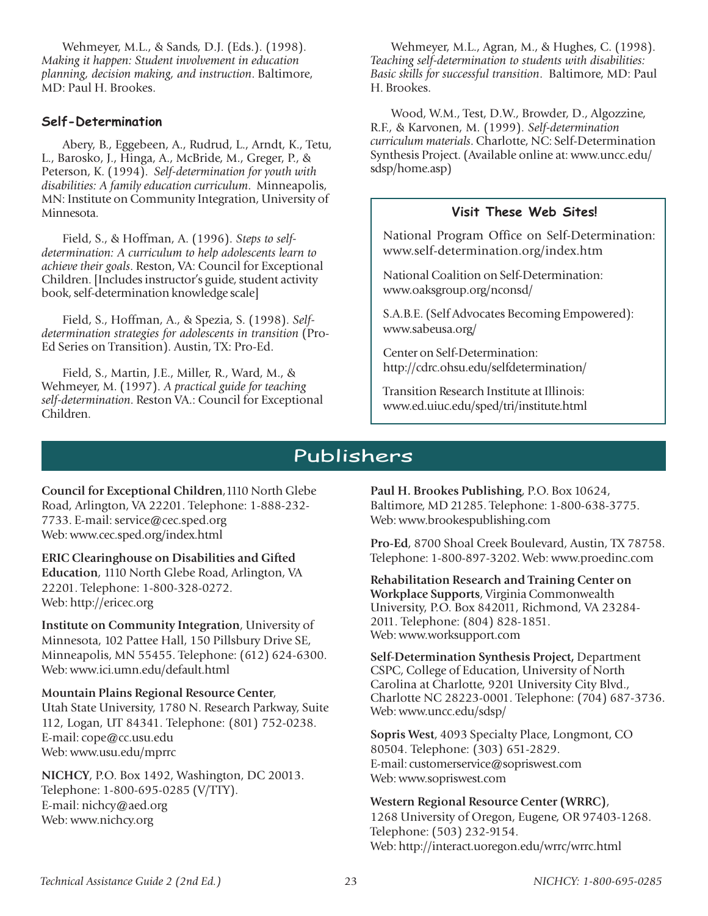Wehmeyer, M.L., & Sands, D.J. (Eds.). (1998). *Making it happen: Student involvement in education planning, decision making, and instruction*. Baltimore, MD: Paul H. Brookes.

### Self-Determination

Abery, B., Eggebeen, A., Rudrud, L., Arndt, K., Tetu, L., Barosko, J., Hinga, A., McBride, M., Greger, P., & Peterson, K. (1994). *Self-determination for youth with disabilities: A family education curriculum*. Minneapolis, MN: Institute on Community Integration, University of Minnesota.

Field, S., & Hoffman, A. (1996). *Steps to self-determination: A curriculum to help adolescents learn to achieve their goals*. Reston, VA: Council for Exceptional Children. [Includes instructor's guide, student activity book, self-determination knowledge scale]

Field, S., Hoffman, A., & Spezia, S. (1998). *Self-determination strategies for adolescents in transition* (Pro-Ed Series on Transition). Austin, TX: Pro-Ed.

Field, S., Martin, J.E., Miller, R., Ward, M., & Wehmeyer, M. (1997). *A practical guide for teaching self-determination*. Reston VA.: Council for Exceptional Children.

Wehmeyer, M.L., Agran, M., & Hughes, C. (1998). *Teaching self-determination to students with disabilities: Basic skills for successful transition*. Baltimore, MD: Paul H. Brookes.

Wood, W.M., Test, D.W., Browder, D., Algozzine, R.F., & Karvonen, M. (1999). *Self-determination curriculum materials*. Charlotte, NC: Self-Determination Synthesis Project. (Available online at: www.uncc.edu/sdsp/home.asp)

### Visit These Web Sites!

National Program Office on Self-Determination: www.self-determination.org/index.htm

National Coalition on Self-Determination: www.oaksgroup.org/nconsd/

S.A.B.E. (Self Advocates Becoming Empowered): www.sabeusa.org/

Center on Self-Determination: http://cdrc.ohsu.edu/selfdetermination/

Transition Research Institute at Illinois: www.ed.uiuc.edu/sped/tri/institute.html

## Publishers

**Council for Exceptional Children**, 1110 North Glebe Road, Arlington, VA 22201. Telephone: 1-888-232-7733. E-mail: service@cec.sped.org
Web: www.cec.sped.org/index.html

**ERIC Clearinghouse on Disabilities and Gifted Education**, 1110 North Glebe Road, Arlington, VA 22201. Telephone: 1-800-328-0272.
Web: http://ericec.org

**Institute on Community Integration**, University of Minnesota, 102 Pattee Hall, 150 Pillsbury Drive SE, Minneapolis, MN 55455. Telephone: (612) 624-6300.
Web: www.ici.umn.edu/default.html

**Mountain Plains Regional Resource Center**, Utah State University, 1780 N. Research Parkway, Suite 112, Logan, UT 84341. Telephone: (801) 752-0238.
E-mail: cope@cc.usu.edu
Web: www.usu.edu/mprrc

**NICHCY**, P.O. Box 1492, Washington, DC 20013. Telephone: 1-800-695-0285 (V/TTY).
E-mail: nichcy@aed.org
Web: www.nichcy.org

**Paul H. Brookes Publishing**, P.O. Box 10624, Baltimore, MD 21285. Telephone: 1-800-638-3775.
Web: www.brookespublishing.com

**Pro-Ed**, 8700 Shoal Creek Boulevard, Austin, TX 78758. Telephone: 1-800-897-3202. Web: www.proedinc.com

**Rehabilitation Research and Training Center on Workplace Supports**, Virginia Commonwealth University, P.O. Box 842011, Richmond, VA 23284-2011. Telephone: (804) 828-1851.
Web: www.worksupport.com

**Self-Determination Synthesis Project,** Department CSPC, College of Education, University of North Carolina at Charlotte, 9201 University City Blvd., Charlotte NC 28223-0001. Telephone: (704) 687-3736.
Web: www.uncc.edu/sdsp/

**Sopris West**, 4093 Specialty Place, Longmont, CO 80504. Telephone: (303) 651-2829.
E-mail: customerservice@sopriswest.com
Web: www.sopriswest.com

**Western Regional Resource Center (WRRC)**, 1268 University of Oregon, Eugene, OR 97403-1268. Telephone: (503) 232-9154.
Web: http://interact.uoregon.edu/wrrc/wrrc.html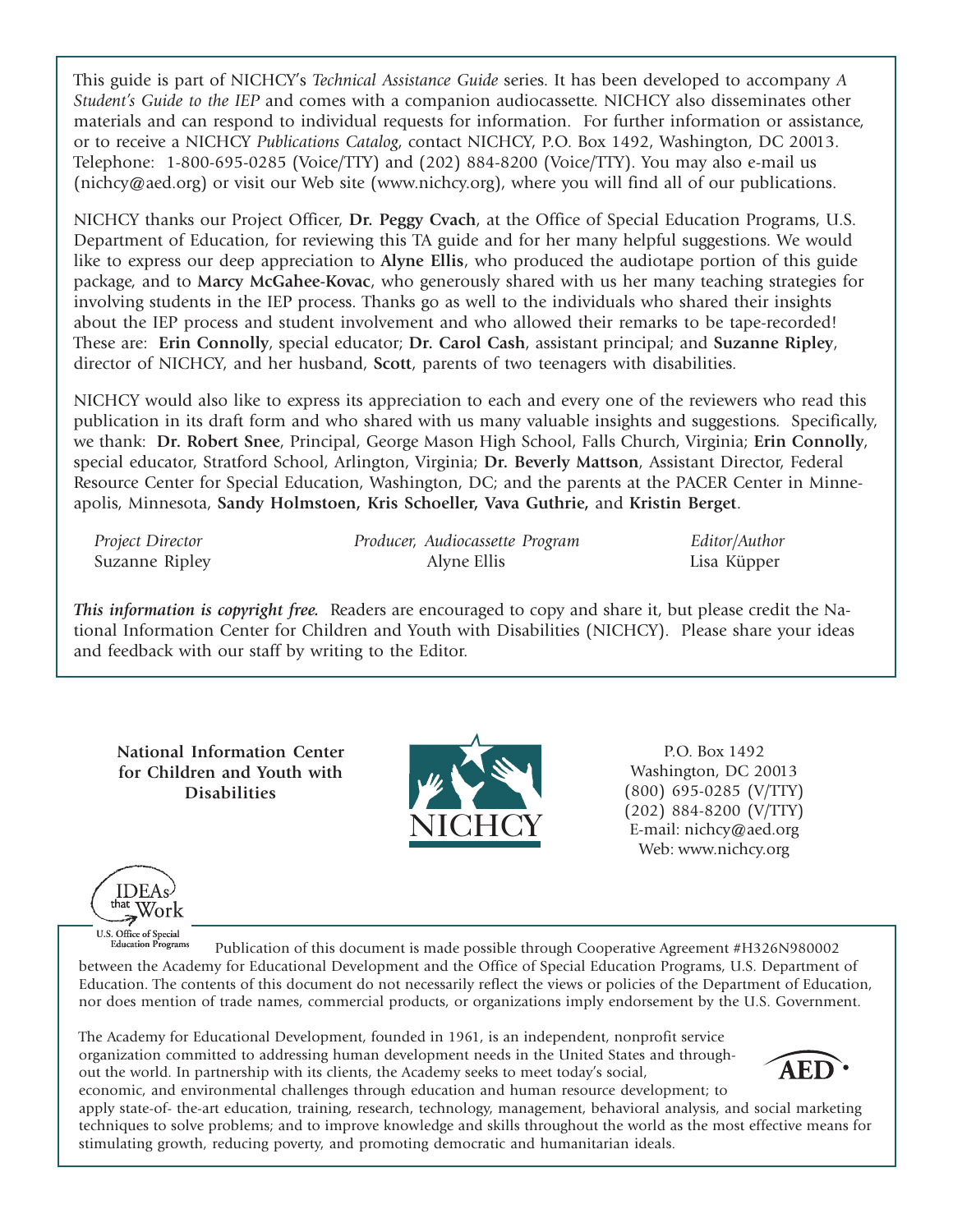This guide is part of NICHCY's *Technical Assistance Guide* series. It has been developed to accompany *A Student's Guide to the IEP* and comes with a companion audiocassette. NICHCY also disseminates other materials and can respond to individual requests for information. For further information or assistance, or to receive a NICHCY *Publications Catalog*, contact NICHCY, P.O. Box 1492, Washington, DC 20013. Telephone: 1-800-695-0285 (Voice/TTY) and (202) 884-8200 (Voice/TTY). You may also e-mail us (nichcy@aed.org) or visit our Web site (www.nichcy.org), where you will find all of our publications.

NICHCY thanks our Project Officer, **Dr. Peggy Cvach**, at the Office of Special Education Programs, U.S. Department of Education, for reviewing this TA guide and for her many helpful suggestions. We would like to express our deep appreciation to **Alyne Ellis**, who produced the audiotape portion of this guide package, and to **Marcy McGahee-Kovac**, who generously shared with us her many teaching strategies for involving students in the IEP process. Thanks go as well to the individuals who shared their insights about the IEP process and student involvement and who allowed their remarks to be tape-recorded! These are: **Erin Connolly**, special educator; **Dr. Carol Cash**, assistant principal; and **Suzanne Ripley**, director of NICHCY, and her husband, **Scott**, parents of two teenagers with disabilities.

NICHCY would also like to express its appreciation to each and every one of the reviewers who read this publication in its draft form and who shared with us many valuable insights and suggestions. Specifically, we thank: **Dr. Robert Snee**, Principal, George Mason High School, Falls Church, Virginia; **Erin Connolly**, special educator, Stratford School, Arlington, Virginia; **Dr. Beverly Mattson**, Assistant Director, Federal Resource Center for Special Education, Washington, DC; and the parents at the PACER Center in Minneapolis, Minnesota, **Sandy Holmstoen, Kris Schoeller, Vava Guthrie,** and **Kristin Berget**.

| | | |
|---|---|---|
| *Project Director* | *Producer, Audiocassette Program* | *Editor/Author* |
| Suzanne Ripley | Alyne Ellis | Lisa Küpper |

***This information is copyright free.*** Readers are encouraged to copy and share it, but please credit the National Information Center for Children and Youth with Disabilities (NICHCY). Please share your ideas and feedback with our staff by writing to the Editor.

**National Information Center for Children and Youth with Disabilities**

NICHCY

P.O. Box 1492
Washington, DC 20013
(800) 695-0285 (V/TTY)
(202) 884-8200 (V/TTY)
E-mail: nichcy@aed.org
Web: www.nichcy.org

IDEAs that Work
U.S. Office of Special Education Programs

Publication of this document is made possible through Cooperative Agreement #H326N980002 between the Academy for Educational Development and the Office of Special Education Programs, U.S. Department of Education. The contents of this document do not necessarily reflect the views or policies of the Department of Education, nor does mention of trade names, commercial products, or organizations imply endorsement by the U.S. Government.

The Academy for Educational Development, founded in 1961, is an independent, nonprofit service organization committed to addressing human development needs in the United States and throughout the world. In partnership with its clients, the Academy seeks to meet today's social, economic, and environmental challenges through education and human resource development; to apply state-of- the-art education, training, research, technology, management, behavioral analysis, and social marketing techniques to solve problems; and to improve knowledge and skills throughout the world as the most effective means for stimulating growth, reducing poverty, and promoting democratic and humanitarian ideals.

AED